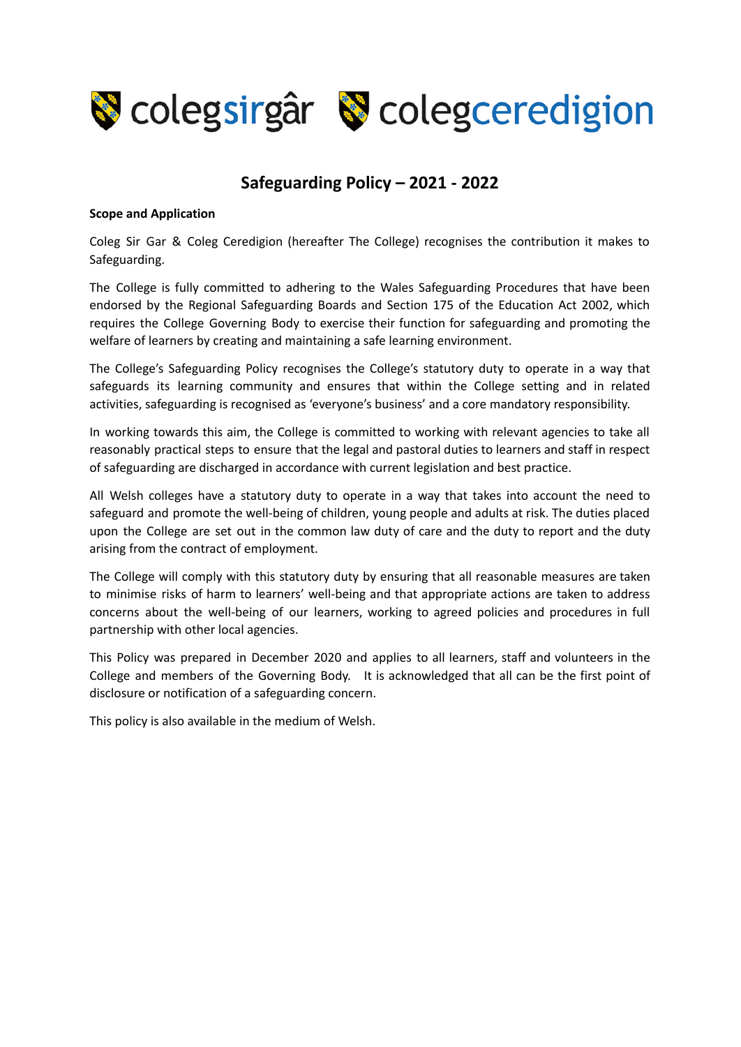colegsirgâr colegceredigion

# Safeguarding Policy – 2021 - 2022

**Scope and Application**

Coleg Sir Gar & Coleg Ceredigion (hereafter The College) recognises the contribution it makes to Safeguarding.

The College is fully committed to adhering to the Wales Safeguarding Procedures that have been endorsed by the Regional Safeguarding Boards and Section 175 of the Education Act 2002, which requires the College Governing Body to exercise their function for safeguarding and promoting the welfare of learners by creating and maintaining a safe learning environment.

The College's Safeguarding Policy recognises the College's statutory duty to operate in a way that safeguards its learning community and ensures that within the College setting and in related activities, safeguarding is recognised as 'everyone's business' and a core mandatory responsibility.

In working towards this aim, the College is committed to working with relevant agencies to take all reasonably practical steps to ensure that the legal and pastoral duties to learners and staff in respect of safeguarding are discharged in accordance with current legislation and best practice.

All Welsh colleges have a statutory duty to operate in a way that takes into account the need to safeguard and promote the well-being of children, young people and adults at risk. The duties placed upon the College are set out in the common law duty of care and the duty to report and the duty arising from the contract of employment.

The College will comply with this statutory duty by ensuring that all reasonable measures are taken to minimise risks of harm to learners' well-being and that appropriate actions are taken to address concerns about the well-being of our learners, working to agreed policies and procedures in full partnership with other local agencies.

This Policy was prepared in December 2020 and applies to all learners, staff and volunteers in the College and members of the Governing Body. It is acknowledged that all can be the first point of disclosure or notification of a safeguarding concern.

This policy is also available in the medium of Welsh.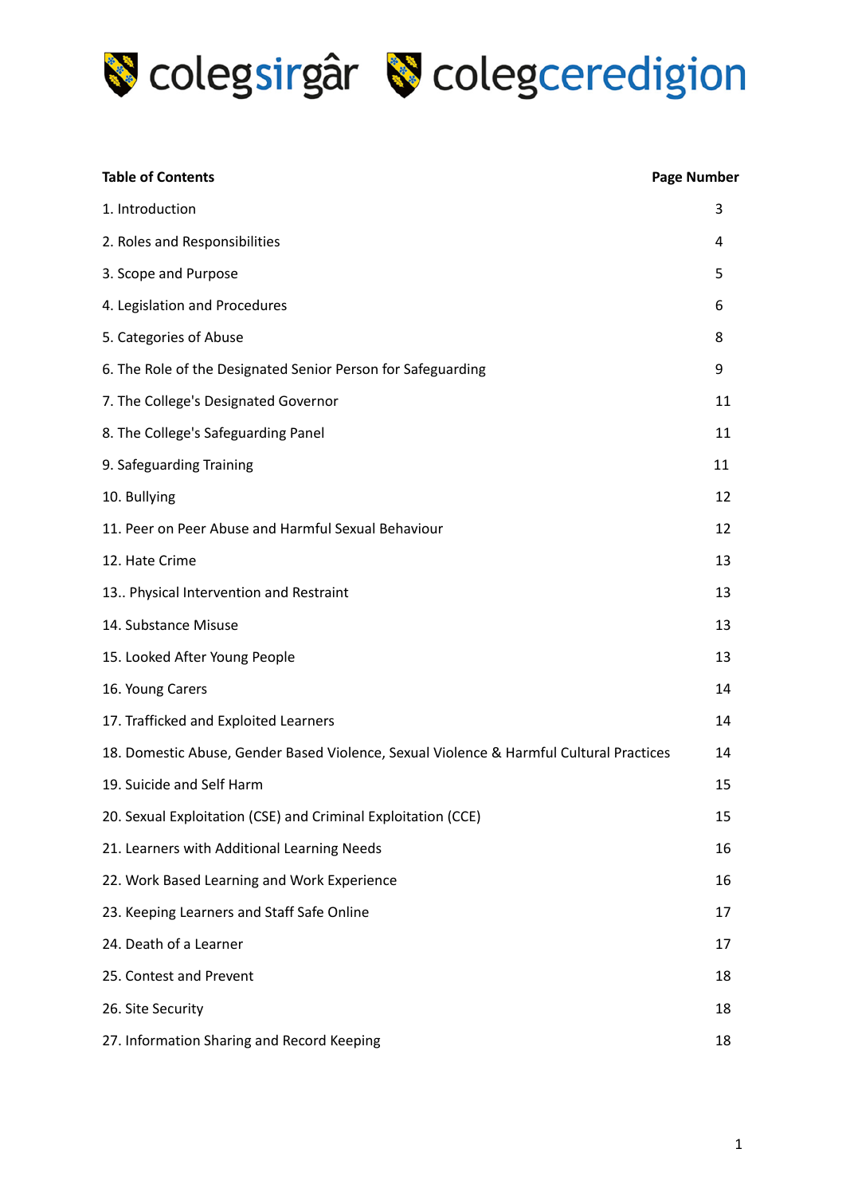colegsirgâr colegceredigion

| Table of Contents | Page Number |
|---|---|
| 1. Introduction | 3 |
| 2. Roles and Responsibilities | 4 |
| 3. Scope and Purpose | 5 |
| 4. Legislation and Procedures | 6 |
| 5. Categories of Abuse | 8 |
| 6. The Role of the Designated Senior Person for Safeguarding | 9 |
| 7. The College's Designated Governor | 11 |
| 8. The College's Safeguarding Panel | 11 |
| 9. Safeguarding Training | 11 |
| 10. Bullying | 12 |
| 11. Peer on Peer Abuse and Harmful Sexual Behaviour | 12 |
| 12. Hate Crime | 13 |
| 13.. Physical Intervention and Restraint | 13 |
| 14. Substance Misuse | 13 |
| 15. Looked After Young People | 13 |
| 16. Young Carers | 14 |
| 17. Trafficked and Exploited Learners | 14 |
| 18. Domestic Abuse, Gender Based Violence, Sexual Violence & Harmful Cultural Practices | 14 |
| 19. Suicide and Self Harm | 15 |
| 20. Sexual Exploitation (CSE) and Criminal Exploitation (CCE) | 15 |
| 21. Learners with Additional Learning Needs | 16 |
| 22. Work Based Learning and Work Experience | 16 |
| 23. Keeping Learners and Staff Safe Online | 17 |
| 24. Death of a Learner | 17 |
| 25. Contest and Prevent | 18 |
| 26. Site Security | 18 |
| 27. Information Sharing and Record Keeping | 18 |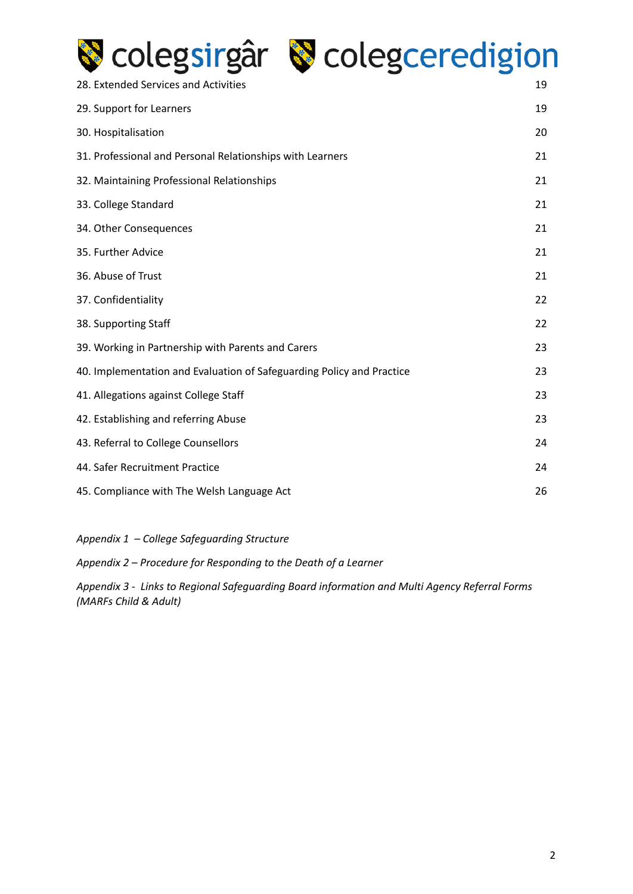| | |
|---|---|
| 28. Extended Services and Activities | 19 |
| 29. Support for Learners | 19 |
| 30. Hospitalisation | 20 |
| 31. Professional and Personal Relationships with Learners | 21 |
| 32. Maintaining Professional Relationships | 21 |
| 33. College Standard | 21 |
| 34. Other Consequences | 21 |
| 35. Further Advice | 21 |
| 36. Abuse of Trust | 21 |
| 37. Confidentiality | 22 |
| 38. Supporting Staff | 22 |
| 39. Working in Partnership with Parents and Carers | 23 |
| 40. Implementation and Evaluation of Safeguarding Policy and Practice | 23 |
| 41. Allegations against College Staff | 23 |
| 42. Establishing and referring Abuse | 23 |
| 43. Referral to College Counsellors | 24 |
| 44. Safer Recruitment Practice | 24 |
| 45. Compliance with The Welsh Language Act | 26 |

*Appendix 1 – College Safeguarding Structure*

*Appendix 2 – Procedure for Responding to the Death of a Learner*

*Appendix 3 - Links to Regional Safeguarding Board information and Multi Agency Referral Forms (MARFs Child & Adult)*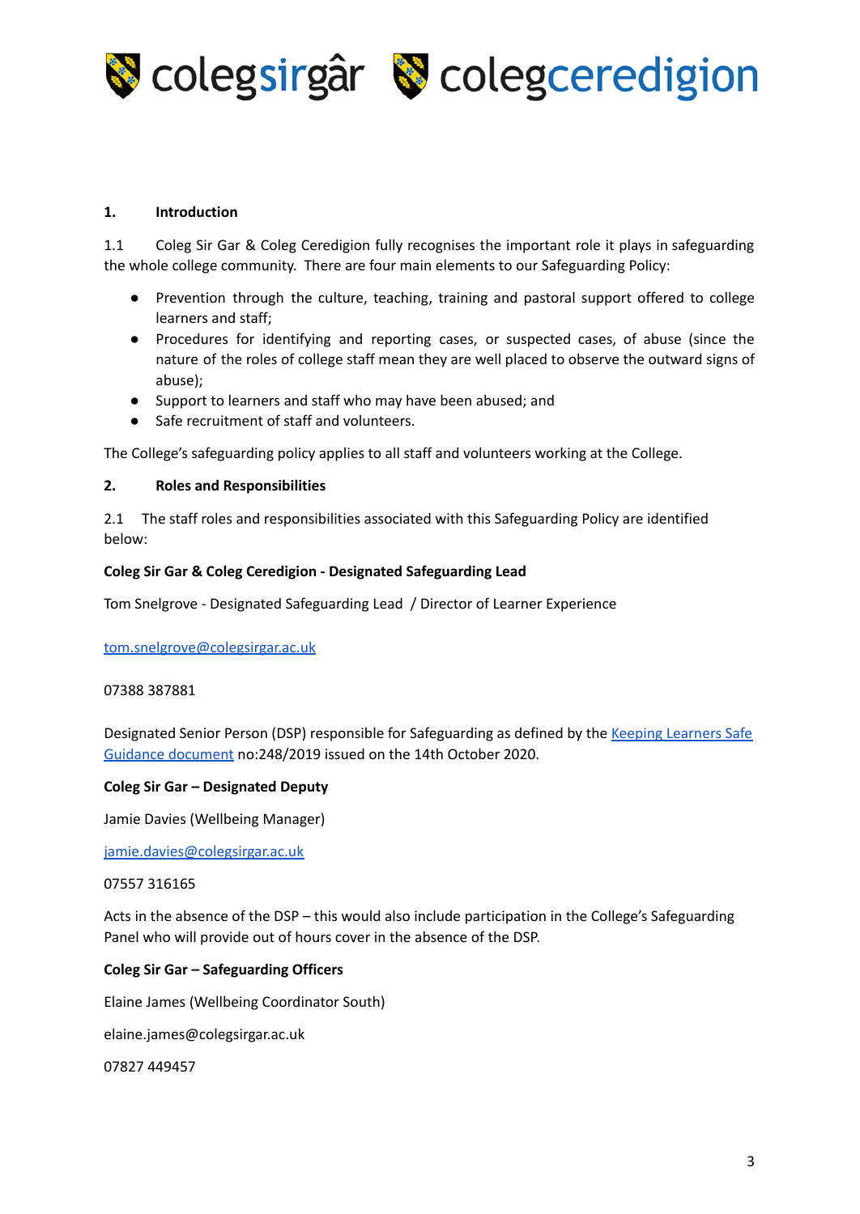## 1. Introduction

1.1 Coleg Sir Gar & Coleg Ceredigion fully recognises the important role it plays in safeguarding the whole college community. There are four main elements to our Safeguarding Policy:

- Prevention through the culture, teaching, training and pastoral support offered to college learners and staff;
- Procedures for identifying and reporting cases, or suspected cases, of abuse (since the nature of the roles of college staff mean they are well placed to observe the outward signs of abuse);
- Support to learners and staff who may have been abused; and
- Safe recruitment of staff and volunteers.

The College's safeguarding policy applies to all staff and volunteers working at the College.

## 2. Roles and Responsibilities

2.1 The staff roles and responsibilities associated with this Safeguarding Policy are identified below:

**Coleg Sir Gar & Coleg Ceredigion - Designated Safeguarding Lead**

Tom Snelgrove - Designated Safeguarding Lead / Director of Learner Experience

tom.snelgrove@colegsirgar.ac.uk

07388 387881

Designated Senior Person (DSP) responsible for Safeguarding as defined by the Keeping Learners Safe Guidance document no:248/2019 issued on the 14th October 2020.

**Coleg Sir Gar – Designated Deputy**

Jamie Davies (Wellbeing Manager)

jamie.davies@colegsirgar.ac.uk

07557 316165

Acts in the absence of the DSP – this would also include participation in the College's Safeguarding Panel who will provide out of hours cover in the absence of the DSP.

**Coleg Sir Gar – Safeguarding Officers**

Elaine James (Wellbeing Coordinator South)

elaine.james@colegsirgar.ac.uk

07827 449457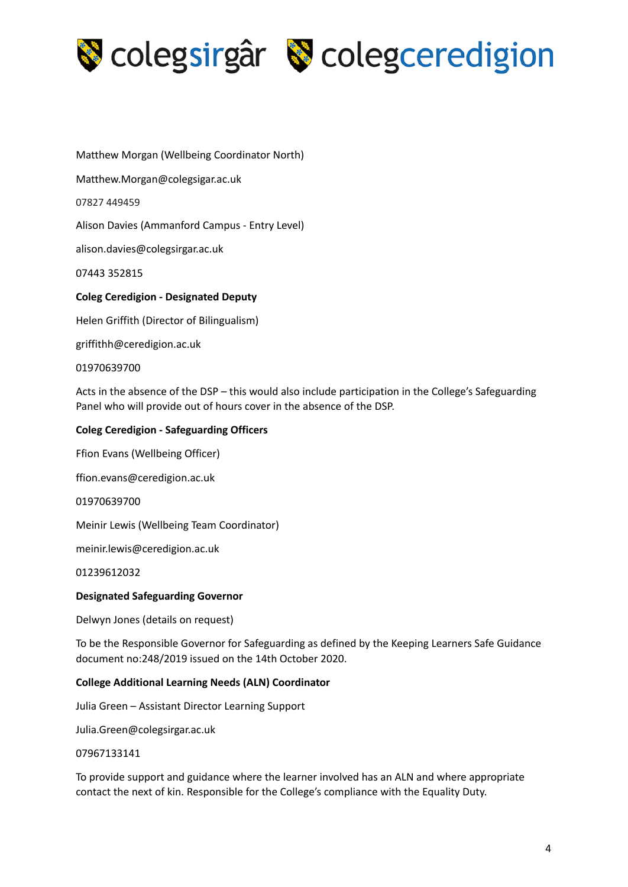Matthew Morgan (Wellbeing Coordinator North)

Matthew.Morgan@colegsigar.ac.uk

07827 449459

Alison Davies (Ammanford Campus - Entry Level)

alison.davies@colegsirgar.ac.uk

07443 352815

**Coleg Ceredigion - Designated Deputy**

Helen Griffith (Director of Bilingualism)

griffithh@ceredigion.ac.uk

01970639700

Acts in the absence of the DSP – this would also include participation in the College's Safeguarding Panel who will provide out of hours cover in the absence of the DSP.

**Coleg Ceredigion - Safeguarding Officers**

Ffion Evans (Wellbeing Officer)

ffion.evans@ceredigion.ac.uk

01970639700

Meinir Lewis (Wellbeing Team Coordinator)

meinir.lewis@ceredigion.ac.uk

01239612032

**Designated Safeguarding Governor**

Delwyn Jones (details on request)

To be the Responsible Governor for Safeguarding as defined by the Keeping Learners Safe Guidance document no:248/2019 issued on the 14th October 2020.

**College Additional Learning Needs (ALN) Coordinator**

Julia Green – Assistant Director Learning Support

Julia.Green@colegsirgar.ac.uk

07967133141

To provide support and guidance where the learner involved has an ALN and where appropriate contact the next of kin. Responsible for the College's compliance with the Equality Duty.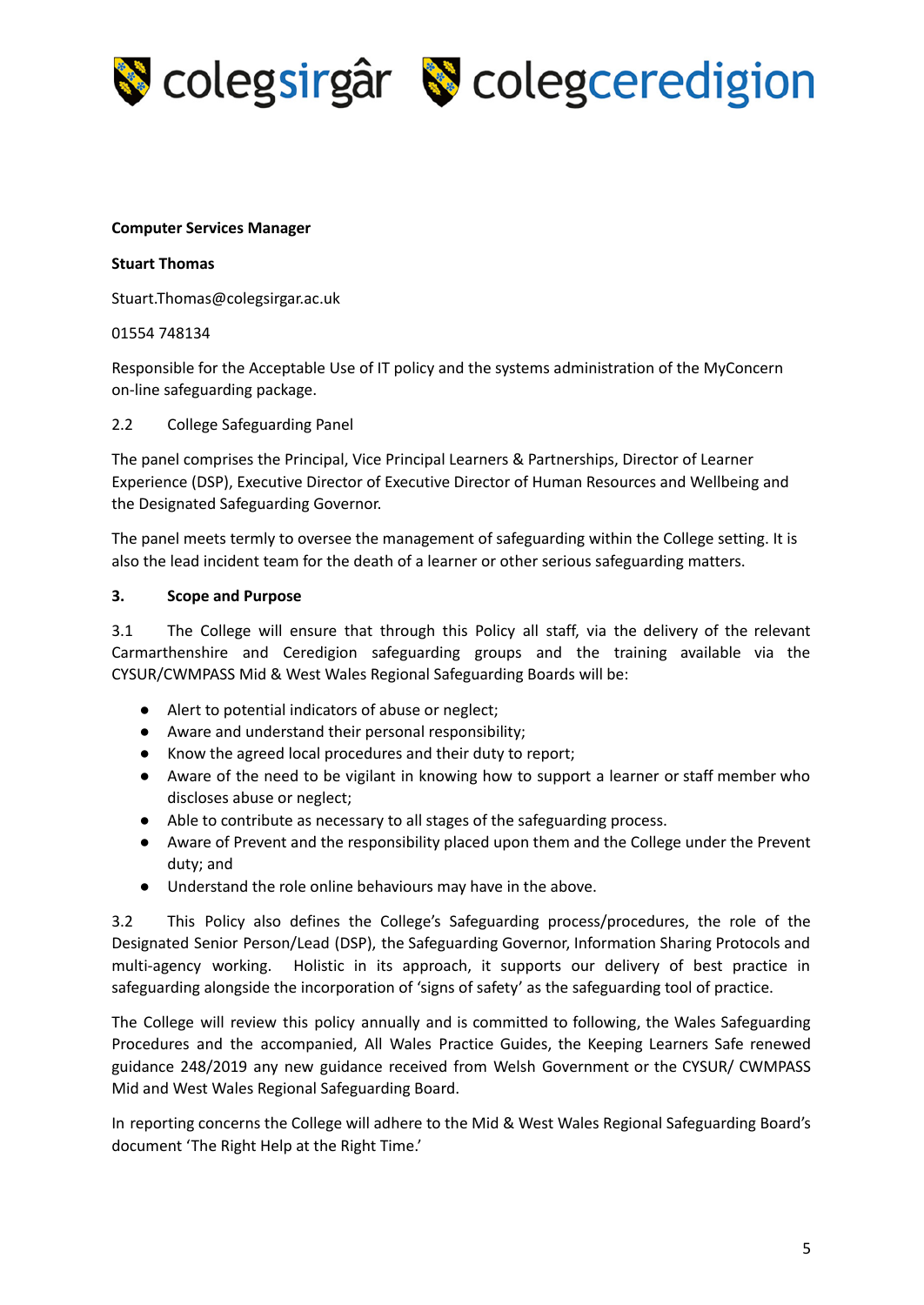**Computer Services Manager**

**Stuart Thomas**

Stuart.Thomas@colegsirgar.ac.uk

01554 748134

Responsible for the Acceptable Use of IT policy and the systems administration of the MyConcern on-line safeguarding package.

2.2 College Safeguarding Panel

The panel comprises the Principal, Vice Principal Learners & Partnerships, Director of Learner Experience (DSP), Executive Director of Executive Director of Human Resources and Wellbeing and the Designated Safeguarding Governor.

The panel meets termly to oversee the management of safeguarding within the College setting. It is also the lead incident team for the death of a learner or other serious safeguarding matters.

## 3. Scope and Purpose

3.1 The College will ensure that through this Policy all staff, via the delivery of the relevant Carmarthenshire and Ceredigion safeguarding groups and the training available via the CYSUR/CWMPASS Mid & West Wales Regional Safeguarding Boards will be:

- Alert to potential indicators of abuse or neglect;
- Aware and understand their personal responsibility;
- Know the agreed local procedures and their duty to report;
- Aware of the need to be vigilant in knowing how to support a learner or staff member who discloses abuse or neglect;
- Able to contribute as necessary to all stages of the safeguarding process.
- Aware of Prevent and the responsibility placed upon them and the College under the Prevent duty; and
- Understand the role online behaviours may have in the above.

3.2 This Policy also defines the College's Safeguarding process/procedures, the role of the Designated Senior Person/Lead (DSP), the Safeguarding Governor, Information Sharing Protocols and multi-agency working. Holistic in its approach, it supports our delivery of best practice in safeguarding alongside the incorporation of 'signs of safety' as the safeguarding tool of practice.

The College will review this policy annually and is committed to following, the Wales Safeguarding Procedures and the accompanied, All Wales Practice Guides, the Keeping Learners Safe renewed guidance 248/2019 any new guidance received from Welsh Government or the CYSUR/ CWMPASS Mid and West Wales Regional Safeguarding Board.

In reporting concerns the College will adhere to the Mid & West Wales Regional Safeguarding Board's document 'The Right Help at the Right Time.'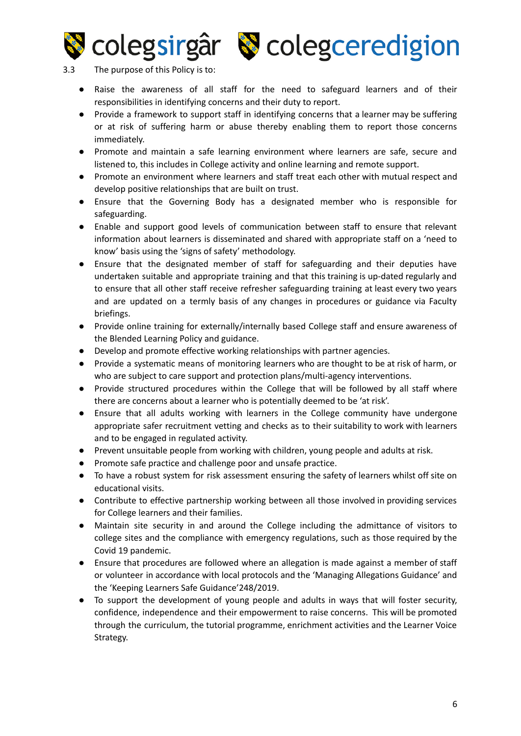3.3 The purpose of this Policy is to:

- Raise the awareness of all staff for the need to safeguard learners and of their responsibilities in identifying concerns and their duty to report.
- Provide a framework to support staff in identifying concerns that a learner may be suffering or at risk of suffering harm or abuse thereby enabling them to report those concerns immediately.
- Promote and maintain a safe learning environment where learners are safe, secure and listened to, this includes in College activity and online learning and remote support.
- Promote an environment where learners and staff treat each other with mutual respect and develop positive relationships that are built on trust.
- Ensure that the Governing Body has a designated member who is responsible for safeguarding.
- Enable and support good levels of communication between staff to ensure that relevant information about learners is disseminated and shared with appropriate staff on a 'need to know' basis using the 'signs of safety' methodology.
- Ensure that the designated member of staff for safeguarding and their deputies have undertaken suitable and appropriate training and that this training is up-dated regularly and to ensure that all other staff receive refresher safeguarding training at least every two years and are updated on a termly basis of any changes in procedures or guidance via Faculty briefings.
- Provide online training for externally/internally based College staff and ensure awareness of the Blended Learning Policy and guidance.
- Develop and promote effective working relationships with partner agencies.
- Provide a systematic means of monitoring learners who are thought to be at risk of harm, or who are subject to care support and protection plans/multi-agency interventions.
- Provide structured procedures within the College that will be followed by all staff where there are concerns about a learner who is potentially deemed to be 'at risk'.
- Ensure that all adults working with learners in the College community have undergone appropriate safer recruitment vetting and checks as to their suitability to work with learners and to be engaged in regulated activity.
- Prevent unsuitable people from working with children, young people and adults at risk.
- Promote safe practice and challenge poor and unsafe practice.
- To have a robust system for risk assessment ensuring the safety of learners whilst off site on educational visits.
- Contribute to effective partnership working between all those involved in providing services for College learners and their families.
- Maintain site security in and around the College including the admittance of visitors to college sites and the compliance with emergency regulations, such as those required by the Covid 19 pandemic.
- Ensure that procedures are followed where an allegation is made against a member of staff or volunteer in accordance with local protocols and the 'Managing Allegations Guidance' and the 'Keeping Learners Safe Guidance'248/2019.
- To support the development of young people and adults in ways that will foster security, confidence, independence and their empowerment to raise concerns. This will be promoted through the curriculum, the tutorial programme, enrichment activities and the Learner Voice Strategy.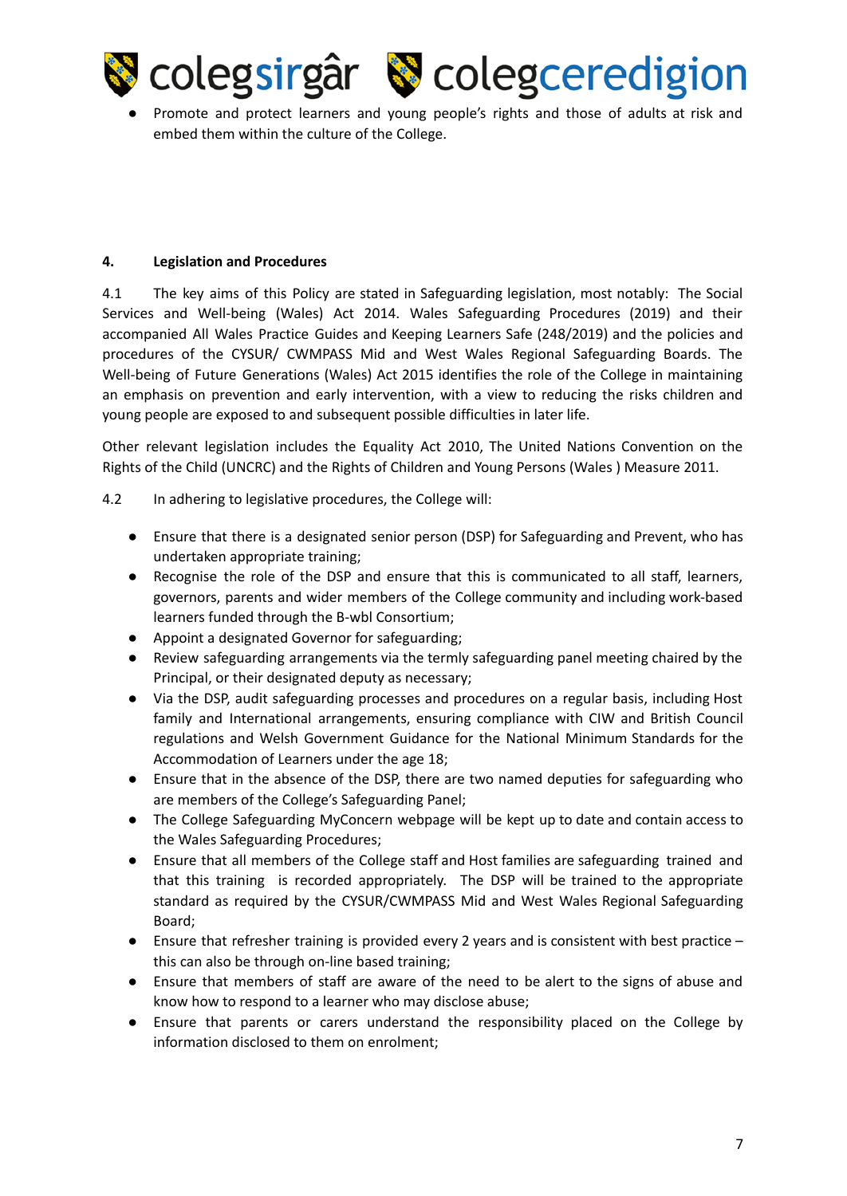- Promote and protect learners and young people's rights and those of adults at risk and embed them within the culture of the College.

## 4. Legislation and Procedures

4.1 The key aims of this Policy are stated in Safeguarding legislation, most notably: The Social Services and Well-being (Wales) Act 2014. Wales Safeguarding Procedures (2019) and their accompanied All Wales Practice Guides and Keeping Learners Safe (248/2019) and the policies and procedures of the CYSUR/ CWMPASS Mid and West Wales Regional Safeguarding Boards. The Well-being of Future Generations (Wales) Act 2015 identifies the role of the College in maintaining an emphasis on prevention and early intervention, with a view to reducing the risks children and young people are exposed to and subsequent possible difficulties in later life.

Other relevant legislation includes the Equality Act 2010, The United Nations Convention on the Rights of the Child (UNCRC) and the Rights of Children and Young Persons (Wales ) Measure 2011.

4.2 In adhering to legislative procedures, the College will:

- Ensure that there is a designated senior person (DSP) for Safeguarding and Prevent, who has undertaken appropriate training;
- Recognise the role of the DSP and ensure that this is communicated to all staff, learners, governors, parents and wider members of the College community and including work-based learners funded through the B-wbl Consortium;
- Appoint a designated Governor for safeguarding;
- Review safeguarding arrangements via the termly safeguarding panel meeting chaired by the Principal, or their designated deputy as necessary;
- Via the DSP, audit safeguarding processes and procedures on a regular basis, including Host family and International arrangements, ensuring compliance with CIW and British Council regulations and Welsh Government Guidance for the National Minimum Standards for the Accommodation of Learners under the age 18;
- Ensure that in the absence of the DSP, there are two named deputies for safeguarding who are members of the College's Safeguarding Panel;
- The College Safeguarding MyConcern webpage will be kept up to date and contain access to the Wales Safeguarding Procedures;
- Ensure that all members of the College staff and Host families are safeguarding trained and that this training is recorded appropriately. The DSP will be trained to the appropriate standard as required by the CYSUR/CWMPASS Mid and West Wales Regional Safeguarding Board;
- Ensure that refresher training is provided every 2 years and is consistent with best practice – this can also be through on-line based training;
- Ensure that members of staff are aware of the need to be alert to the signs of abuse and know how to respond to a learner who may disclose abuse;
- Ensure that parents or carers understand the responsibility placed on the College by information disclosed to them on enrolment;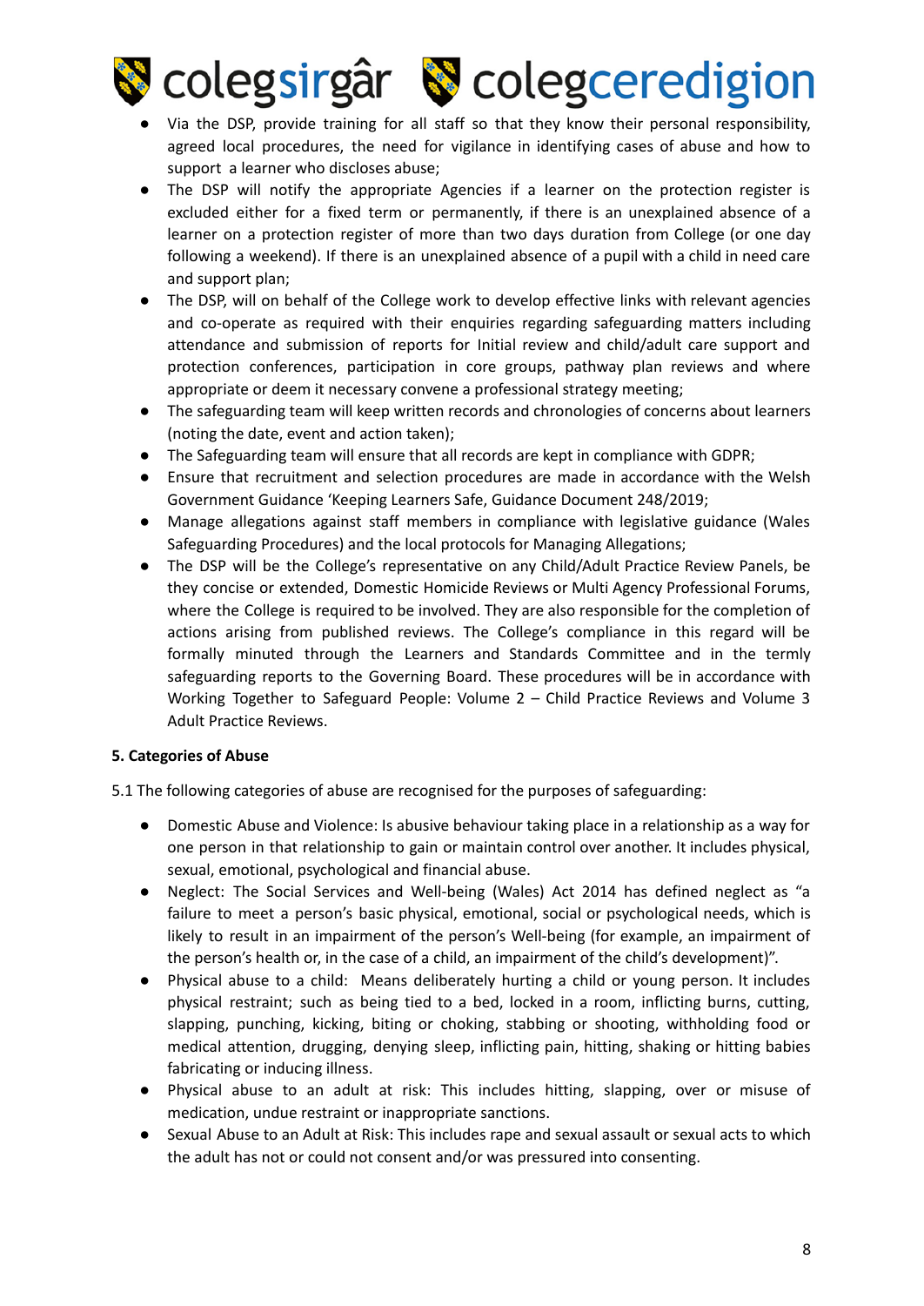- Via the DSP, provide training for all staff so that they know their personal responsibility, agreed local procedures, the need for vigilance in identifying cases of abuse and how to support a learner who discloses abuse;
- The DSP will notify the appropriate Agencies if a learner on the protection register is excluded either for a fixed term or permanently, if there is an unexplained absence of a learner on a protection register of more than two days duration from College (or one day following a weekend). If there is an unexplained absence of a pupil with a child in need care and support plan;
- The DSP, will on behalf of the College work to develop effective links with relevant agencies and co-operate as required with their enquiries regarding safeguarding matters including attendance and submission of reports for Initial review and child/adult care support and protection conferences, participation in core groups, pathway plan reviews and where appropriate or deem it necessary convene a professional strategy meeting;
- The safeguarding team will keep written records and chronologies of concerns about learners (noting the date, event and action taken);
- The Safeguarding team will ensure that all records are kept in compliance with GDPR;
- Ensure that recruitment and selection procedures are made in accordance with the Welsh Government Guidance 'Keeping Learners Safe, Guidance Document 248/2019;
- Manage allegations against staff members in compliance with legislative guidance (Wales Safeguarding Procedures) and the local protocols for Managing Allegations;
- The DSP will be the College's representative on any Child/Adult Practice Review Panels, be they concise or extended, Domestic Homicide Reviews or Multi Agency Professional Forums, where the College is required to be involved. They are also responsible for the completion of actions arising from published reviews. The College's compliance in this regard will be formally minuted through the Learners and Standards Committee and in the termly safeguarding reports to the Governing Board. These procedures will be in accordance with Working Together to Safeguard People: Volume 2 – Child Practice Reviews and Volume 3 Adult Practice Reviews.

**5. Categories of Abuse**

5.1 The following categories of abuse are recognised for the purposes of safeguarding:

- Domestic Abuse and Violence: Is abusive behaviour taking place in a relationship as a way for one person in that relationship to gain or maintain control over another. It includes physical, sexual, emotional, psychological and financial abuse.
- Neglect: The Social Services and Well-being (Wales) Act 2014 has defined neglect as "a failure to meet a person's basic physical, emotional, social or psychological needs, which is likely to result in an impairment of the person's Well-being (for example, an impairment of the person's health or, in the case of a child, an impairment of the child's development)".
- Physical abuse to a child: Means deliberately hurting a child or young person. It includes physical restraint; such as being tied to a bed, locked in a room, inflicting burns, cutting, slapping, punching, kicking, biting or choking, stabbing or shooting, withholding food or medical attention, drugging, denying sleep, inflicting pain, hitting, shaking or hitting babies fabricating or inducing illness.
- Physical abuse to an adult at risk: This includes hitting, slapping, over or misuse of medication, undue restraint or inappropriate sanctions.
- Sexual Abuse to an Adult at Risk: This includes rape and sexual assault or sexual acts to which the adult has not or could not consent and/or was pressured into consenting.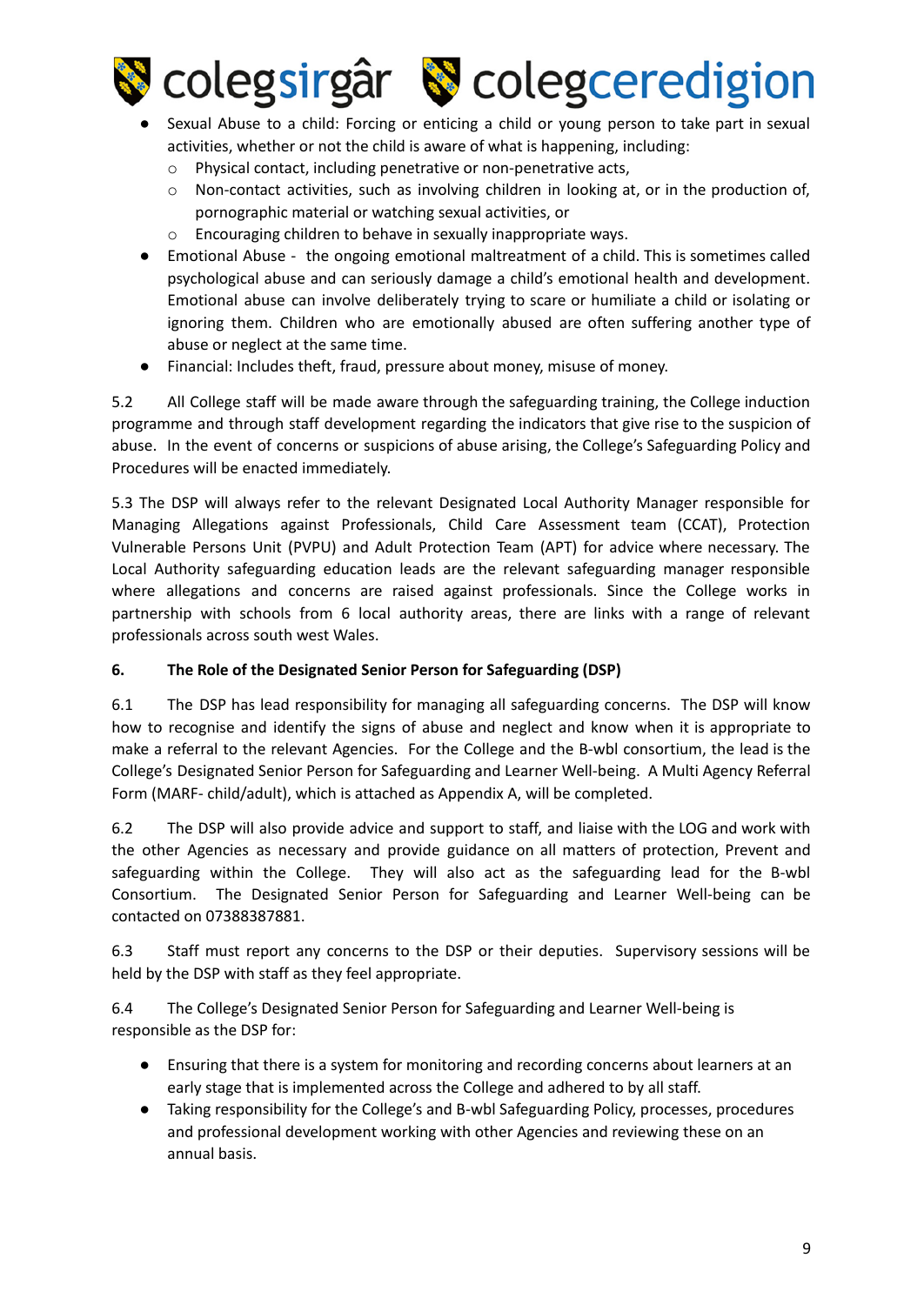- Sexual Abuse to a child: Forcing or enticing a child or young person to take part in sexual activities, whether or not the child is aware of what is happening, including:
  - Physical contact, including penetrative or non-penetrative acts,
  - Non-contact activities, such as involving children in looking at, or in the production of, pornographic material or watching sexual activities, or
  - Encouraging children to behave in sexually inappropriate ways.
- Emotional Abuse - the ongoing emotional maltreatment of a child. This is sometimes called psychological abuse and can seriously damage a child's emotional health and development. Emotional abuse can involve deliberately trying to scare or humiliate a child or isolating or ignoring them. Children who are emotionally abused are often suffering another type of abuse or neglect at the same time.
- Financial: Includes theft, fraud, pressure about money, misuse of money.

5.2 All College staff will be made aware through the safeguarding training, the College induction programme and through staff development regarding the indicators that give rise to the suspicion of abuse. In the event of concerns or suspicions of abuse arising, the College's Safeguarding Policy and Procedures will be enacted immediately.

5.3 The DSP will always refer to the relevant Designated Local Authority Manager responsible for Managing Allegations against Professionals, Child Care Assessment team (CCAT), Protection Vulnerable Persons Unit (PVPU) and Adult Protection Team (APT) for advice where necessary. The Local Authority safeguarding education leads are the relevant safeguarding manager responsible where allegations and concerns are raised against professionals. Since the College works in partnership with schools from 6 local authority areas, there are links with a range of relevant professionals across south west Wales.

**6. The Role of the Designated Senior Person for Safeguarding (DSP)**

6.1 The DSP has lead responsibility for managing all safeguarding concerns. The DSP will know how to recognise and identify the signs of abuse and neglect and know when it is appropriate to make a referral to the relevant Agencies. For the College and the B-wbl consortium, the lead is the College's Designated Senior Person for Safeguarding and Learner Well-being. A Multi Agency Referral Form (MARF- child/adult), which is attached as Appendix A, will be completed.

6.2 The DSP will also provide advice and support to staff, and liaise with the LOG and work with the other Agencies as necessary and provide guidance on all matters of protection, Prevent and safeguarding within the College. They will also act as the safeguarding lead for the B-wbl Consortium. The Designated Senior Person for Safeguarding and Learner Well-being can be contacted on 07388387881.

6.3 Staff must report any concerns to the DSP or their deputies. Supervisory sessions will be held by the DSP with staff as they feel appropriate.

6.4 The College's Designated Senior Person for Safeguarding and Learner Well-being is responsible as the DSP for:

- Ensuring that there is a system for monitoring and recording concerns about learners at an early stage that is implemented across the College and adhered to by all staff.
- Taking responsibility for the College's and B-wbl Safeguarding Policy, processes, procedures and professional development working with other Agencies and reviewing these on an annual basis.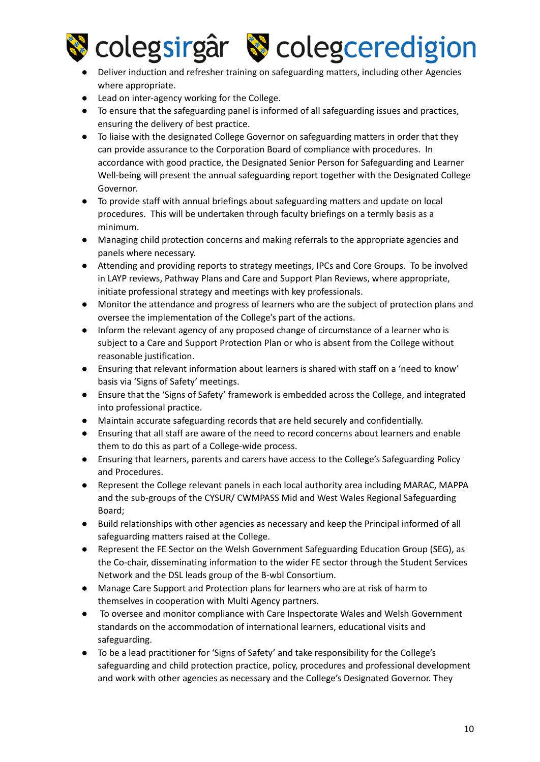- Deliver induction and refresher training on safeguarding matters, including other Agencies where appropriate.
- Lead on inter-agency working for the College.
- To ensure that the safeguarding panel is informed of all safeguarding issues and practices, ensuring the delivery of best practice.
- To liaise with the designated College Governor on safeguarding matters in order that they can provide assurance to the Corporation Board of compliance with procedures. In accordance with good practice, the Designated Senior Person for Safeguarding and Learner Well-being will present the annual safeguarding report together with the Designated College Governor.
- To provide staff with annual briefings about safeguarding matters and update on local procedures. This will be undertaken through faculty briefings on a termly basis as a minimum.
- Managing child protection concerns and making referrals to the appropriate agencies and panels where necessary.
- Attending and providing reports to strategy meetings, IPCs and Core Groups. To be involved in LAYP reviews, Pathway Plans and Care and Support Plan Reviews, where appropriate, initiate professional strategy and meetings with key professionals.
- Monitor the attendance and progress of learners who are the subject of protection plans and oversee the implementation of the College's part of the actions.
- Inform the relevant agency of any proposed change of circumstance of a learner who is subject to a Care and Support Protection Plan or who is absent from the College without reasonable justification.
- Ensuring that relevant information about learners is shared with staff on a 'need to know' basis via 'Signs of Safety' meetings.
- Ensure that the 'Signs of Safety' framework is embedded across the College, and integrated into professional practice.
- Maintain accurate safeguarding records that are held securely and confidentially.
- Ensuring that all staff are aware of the need to record concerns about learners and enable them to do this as part of a College-wide process.
- Ensuring that learners, parents and carers have access to the College's Safeguarding Policy and Procedures.
- Represent the College relevant panels in each local authority area including MARAC, MAPPA and the sub-groups of the CYSUR/ CWMPASS Mid and West Wales Regional Safeguarding Board;
- Build relationships with other agencies as necessary and keep the Principal informed of all safeguarding matters raised at the College.
- Represent the FE Sector on the Welsh Government Safeguarding Education Group (SEG), as the Co-chair, disseminating information to the wider FE sector through the Student Services Network and the DSL leads group of the B-wbl Consortium.
- Manage Care Support and Protection plans for learners who are at risk of harm to themselves in cooperation with Multi Agency partners.
- To oversee and monitor compliance with Care Inspectorate Wales and Welsh Government standards on the accommodation of international learners, educational visits and safeguarding.
- To be a lead practitioner for 'Signs of Safety' and take responsibility for the College's safeguarding and child protection practice, policy, procedures and professional development and work with other agencies as necessary and the College's Designated Governor. They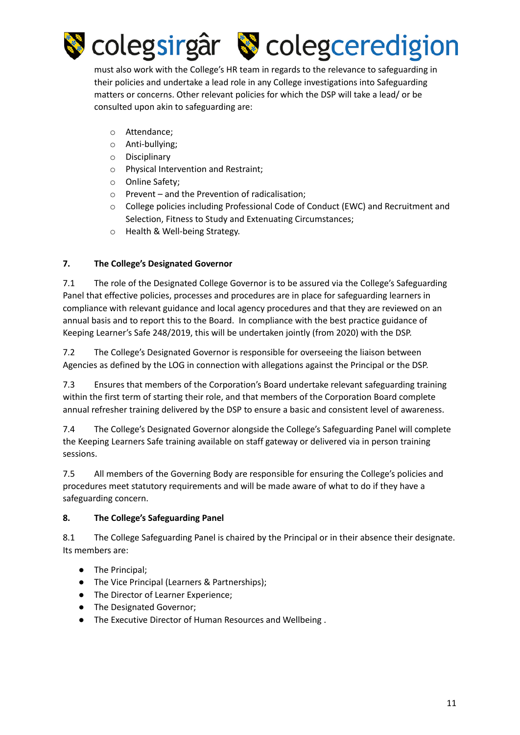must also work with the College's HR team in regards to the relevance to safeguarding in their policies and undertake a lead role in any College investigations into Safeguarding matters or concerns. Other relevant policies for which the DSP will take a lead/ or be consulted upon akin to safeguarding are:

- Attendance;
- Anti-bullying;
- Disciplinary
- Physical Intervention and Restraint;
- Online Safety;
- Prevent – and the Prevention of radicalisation;
- College policies including Professional Code of Conduct (EWC) and Recruitment and Selection, Fitness to Study and Extenuating Circumstances;
- Health & Well-being Strategy.

**7. The College's Designated Governor**

7.1 The role of the Designated College Governor is to be assured via the College's Safeguarding Panel that effective policies, processes and procedures are in place for safeguarding learners in compliance with relevant guidance and local agency procedures and that they are reviewed on an annual basis and to report this to the Board. In compliance with the best practice guidance of Keeping Learner's Safe 248/2019, this will be undertaken jointly (from 2020) with the DSP.

7.2 The College's Designated Governor is responsible for overseeing the liaison between Agencies as defined by the LOG in connection with allegations against the Principal or the DSP.

7.3 Ensures that members of the Corporation's Board undertake relevant safeguarding training within the first term of starting their role, and that members of the Corporation Board complete annual refresher training delivered by the DSP to ensure a basic and consistent level of awareness.

7.4 The College's Designated Governor alongside the College's Safeguarding Panel will complete the Keeping Learners Safe training available on staff gateway or delivered via in person training sessions.

7.5 All members of the Governing Body are responsible for ensuring the College's policies and procedures meet statutory requirements and will be made aware of what to do if they have a safeguarding concern.

**8. The College's Safeguarding Panel**

8.1 The College Safeguarding Panel is chaired by the Principal or in their absence their designate. Its members are:

- The Principal;
- The Vice Principal (Learners & Partnerships);
- The Director of Learner Experience;
- The Designated Governor;
- The Executive Director of Human Resources and Wellbeing .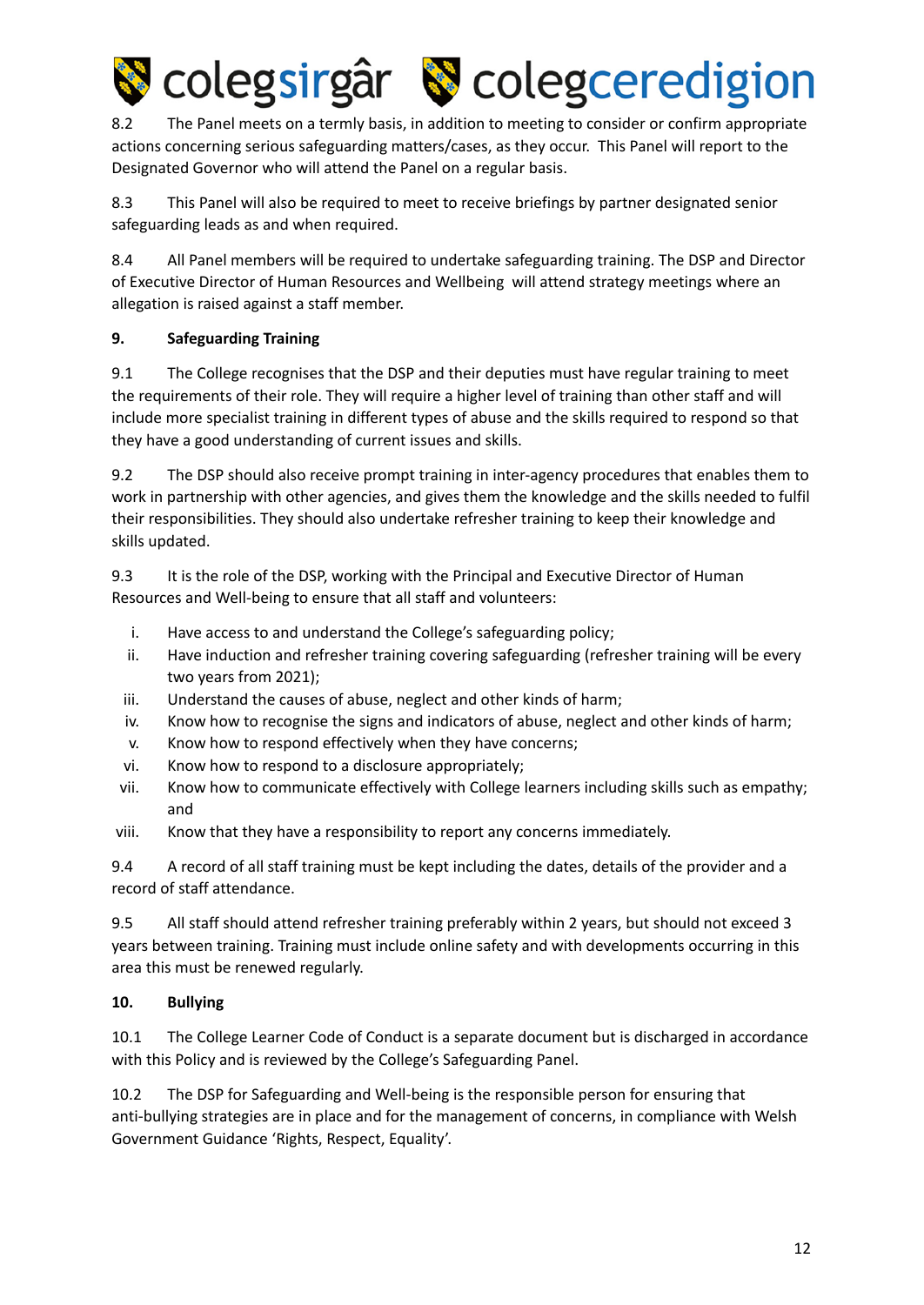8.2 The Panel meets on a termly basis, in addition to meeting to consider or confirm appropriate actions concerning serious safeguarding matters/cases, as they occur. This Panel will report to the Designated Governor who will attend the Panel on a regular basis.

8.3 This Panel will also be required to meet to receive briefings by partner designated senior safeguarding leads as and when required.

8.4 All Panel members will be required to undertake safeguarding training. The DSP and Director of Executive Director of Human Resources and Wellbeing will attend strategy meetings where an allegation is raised against a staff member.

**9. Safeguarding Training**

9.1 The College recognises that the DSP and their deputies must have regular training to meet the requirements of their role. They will require a higher level of training than other staff and will include more specialist training in different types of abuse and the skills required to respond so that they have a good understanding of current issues and skills.

9.2 The DSP should also receive prompt training in inter-agency procedures that enables them to work in partnership with other agencies, and gives them the knowledge and the skills needed to fulfil their responsibilities. They should also undertake refresher training to keep their knowledge and skills updated.

9.3 It is the role of the DSP, working with the Principal and Executive Director of Human Resources and Well-being to ensure that all staff and volunteers:

i. Have access to and understand the College's safeguarding policy;
ii. Have induction and refresher training covering safeguarding (refresher training will be every two years from 2021);
iii. Understand the causes of abuse, neglect and other kinds of harm;
iv. Know how to recognise the signs and indicators of abuse, neglect and other kinds of harm;
v. Know how to respond effectively when they have concerns;
vi. Know how to respond to a disclosure appropriately;
vii. Know how to communicate effectively with College learners including skills such as empathy; and
viii. Know that they have a responsibility to report any concerns immediately.

9.4 A record of all staff training must be kept including the dates, details of the provider and a record of staff attendance.

9.5 All staff should attend refresher training preferably within 2 years, but should not exceed 3 years between training. Training must include online safety and with developments occurring in this area this must be renewed regularly.

**10. Bullying**

10.1 The College Learner Code of Conduct is a separate document but is discharged in accordance with this Policy and is reviewed by the College's Safeguarding Panel.

10.2 The DSP for Safeguarding and Well-being is the responsible person for ensuring that anti-bullying strategies are in place and for the management of concerns, in compliance with Welsh Government Guidance 'Rights, Respect, Equality'.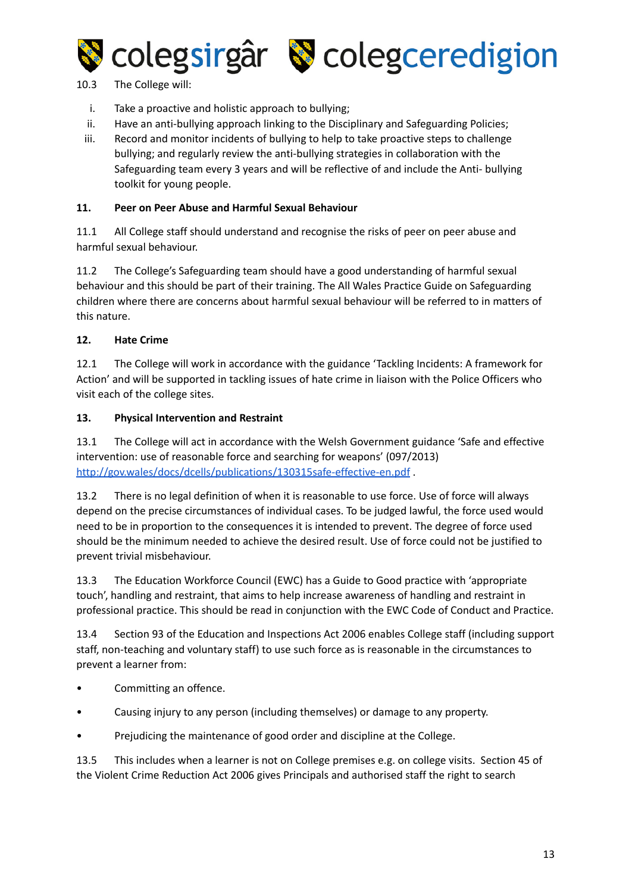10.3 The College will:

i. Take a proactive and holistic approach to bullying;
ii. Have an anti-bullying approach linking to the Disciplinary and Safeguarding Policies;
iii. Record and monitor incidents of bullying to help to take proactive steps to challenge bullying; and regularly review the anti-bullying strategies in collaboration with the Safeguarding team every 3 years and will be reflective of and include the Anti- bullying toolkit for young people.

## 11. Peer on Peer Abuse and Harmful Sexual Behaviour

11.1 All College staff should understand and recognise the risks of peer on peer abuse and harmful sexual behaviour.

11.2 The College's Safeguarding team should have a good understanding of harmful sexual behaviour and this should be part of their training. The All Wales Practice Guide on Safeguarding children where there are concerns about harmful sexual behaviour will be referred to in matters of this nature.

## 12. Hate Crime

12.1 The College will work in accordance with the guidance 'Tackling Incidents: A framework for Action' and will be supported in tackling issues of hate crime in liaison with the Police Officers who visit each of the college sites.

## 13. Physical Intervention and Restraint

13.1 The College will act in accordance with the Welsh Government guidance 'Safe and effective intervention: use of reasonable force and searching for weapons' (097/2013) [http://gov.wales/docs/dcells/publications/130315safe-effective-en.pdf](http://gov.wales/docs/dcells/publications/130315safe-effective-en.pdf) .

13.2 There is no legal definition of when it is reasonable to use force. Use of force will always depend on the precise circumstances of individual cases. To be judged lawful, the force used would need to be in proportion to the consequences it is intended to prevent. The degree of force used should be the minimum needed to achieve the desired result. Use of force could not be justified to prevent trivial misbehaviour.

13.3 The Education Workforce Council (EWC) has a Guide to Good practice with 'appropriate touch', handling and restraint, that aims to help increase awareness of handling and restraint in professional practice. This should be read in conjunction with the EWC Code of Conduct and Practice.

13.4 Section 93 of the Education and Inspections Act 2006 enables College staff (including support staff, non-teaching and voluntary staff) to use such force as is reasonable in the circumstances to prevent a learner from:

- Committing an offence.
- Causing injury to any person (including themselves) or damage to any property.
- Prejudicing the maintenance of good order and discipline at the College.

13.5 This includes when a learner is not on College premises e.g. on college visits. Section 45 of the Violent Crime Reduction Act 2006 gives Principals and authorised staff the right to search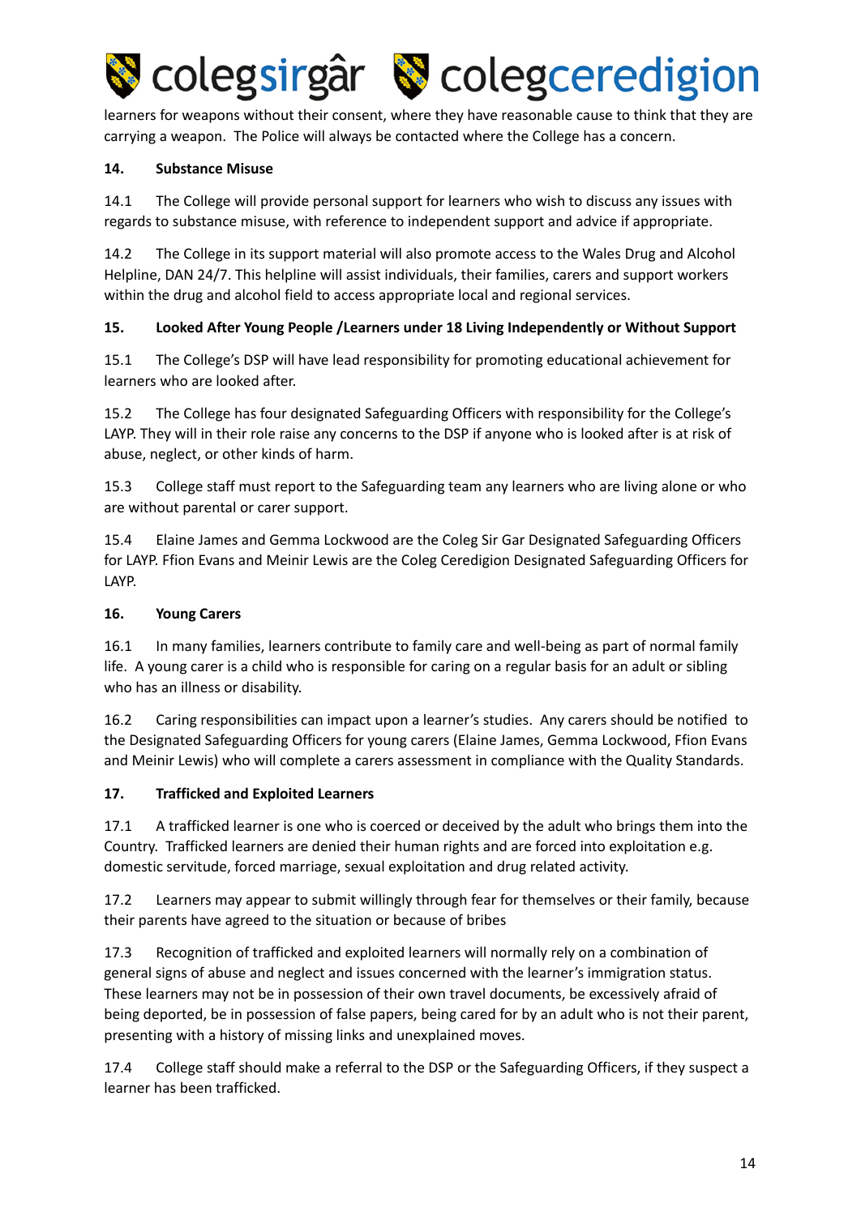learners for weapons without their consent, where they have reasonable cause to think that they are carrying a weapon. The Police will always be contacted where the College has a concern.

### 14. Substance Misuse

14.1 The College will provide personal support for learners who wish to discuss any issues with regards to substance misuse, with reference to independent support and advice if appropriate.

14.2 The College in its support material will also promote access to the Wales Drug and Alcohol Helpline, DAN 24/7. This helpline will assist individuals, their families, carers and support workers within the drug and alcohol field to access appropriate local and regional services.

### 15. Looked After Young People /Learners under 18 Living Independently or Without Support

15.1 The College's DSP will have lead responsibility for promoting educational achievement for learners who are looked after.

15.2 The College has four designated Safeguarding Officers with responsibility for the College's LAYP. They will in their role raise any concerns to the DSP if anyone who is looked after is at risk of abuse, neglect, or other kinds of harm.

15.3 College staff must report to the Safeguarding team any learners who are living alone or who are without parental or carer support.

15.4 Elaine James and Gemma Lockwood are the Coleg Sir Gar Designated Safeguarding Officers for LAYP. Ffion Evans and Meinir Lewis are the Coleg Ceredigion Designated Safeguarding Officers for LAYP.

### 16. Young Carers

16.1 In many families, learners contribute to family care and well-being as part of normal family life. A young carer is a child who is responsible for caring on a regular basis for an adult or sibling who has an illness or disability.

16.2 Caring responsibilities can impact upon a learner's studies. Any carers should be notified to the Designated Safeguarding Officers for young carers (Elaine James, Gemma Lockwood, Ffion Evans and Meinir Lewis) who will complete a carers assessment in compliance with the Quality Standards.

### 17. Trafficked and Exploited Learners

17.1 A trafficked learner is one who is coerced or deceived by the adult who brings them into the Country. Trafficked learners are denied their human rights and are forced into exploitation e.g. domestic servitude, forced marriage, sexual exploitation and drug related activity.

17.2 Learners may appear to submit willingly through fear for themselves or their family, because their parents have agreed to the situation or because of bribes

17.3 Recognition of trafficked and exploited learners will normally rely on a combination of general signs of abuse and neglect and issues concerned with the learner's immigration status. These learners may not be in possession of their own travel documents, be excessively afraid of being deported, be in possession of false papers, being cared for by an adult who is not their parent, presenting with a history of missing links and unexplained moves.

17.4 College staff should make a referral to the DSP or the Safeguarding Officers, if they suspect a learner has been trafficked.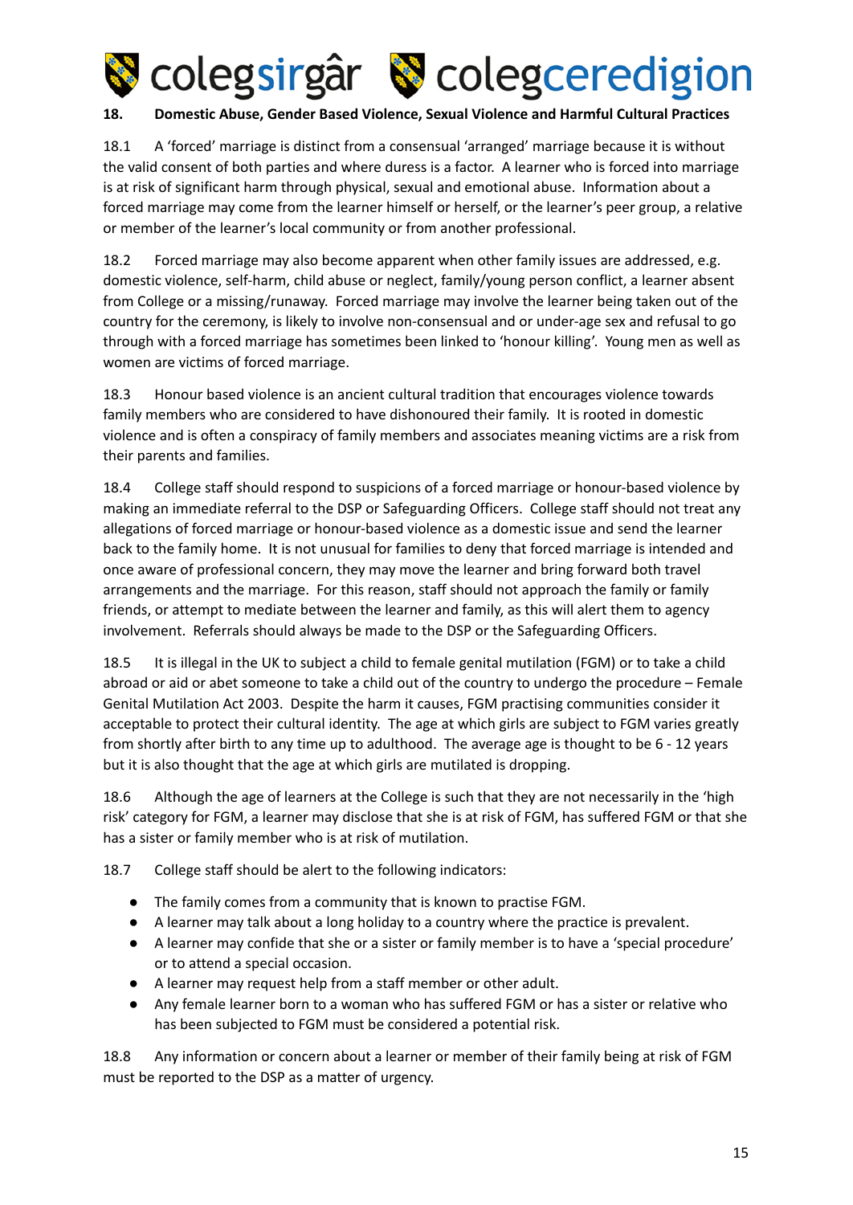## 18. Domestic Abuse, Gender Based Violence, Sexual Violence and Harmful Cultural Practices

18.1 A 'forced' marriage is distinct from a consensual 'arranged' marriage because it is without the valid consent of both parties and where duress is a factor. A learner who is forced into marriage is at risk of significant harm through physical, sexual and emotional abuse. Information about a forced marriage may come from the learner himself or herself, or the learner's peer group, a relative or member of the learner's local community or from another professional.

18.2 Forced marriage may also become apparent when other family issues are addressed, e.g. domestic violence, self-harm, child abuse or neglect, family/young person conflict, a learner absent from College or a missing/runaway. Forced marriage may involve the learner being taken out of the country for the ceremony, is likely to involve non-consensual and or under-age sex and refusal to go through with a forced marriage has sometimes been linked to 'honour killing'. Young men as well as women are victims of forced marriage.

18.3 Honour based violence is an ancient cultural tradition that encourages violence towards family members who are considered to have dishonoured their family. It is rooted in domestic violence and is often a conspiracy of family members and associates meaning victims are a risk from their parents and families.

18.4 College staff should respond to suspicions of a forced marriage or honour-based violence by making an immediate referral to the DSP or Safeguarding Officers. College staff should not treat any allegations of forced marriage or honour-based violence as a domestic issue and send the learner back to the family home. It is not unusual for families to deny that forced marriage is intended and once aware of professional concern, they may move the learner and bring forward both travel arrangements and the marriage. For this reason, staff should not approach the family or family friends, or attempt to mediate between the learner and family, as this will alert them to agency involvement. Referrals should always be made to the DSP or the Safeguarding Officers.

18.5 It is illegal in the UK to subject a child to female genital mutilation (FGM) or to take a child abroad or aid or abet someone to take a child out of the country to undergo the procedure – Female Genital Mutilation Act 2003. Despite the harm it causes, FGM practising communities consider it acceptable to protect their cultural identity. The age at which girls are subject to FGM varies greatly from shortly after birth to any time up to adulthood. The average age is thought to be 6 - 12 years but it is also thought that the age at which girls are mutilated is dropping.

18.6 Although the age of learners at the College is such that they are not necessarily in the 'high risk' category for FGM, a learner may disclose that she is at risk of FGM, has suffered FGM or that she has a sister or family member who is at risk of mutilation.

18.7 College staff should be alert to the following indicators:

- The family comes from a community that is known to practise FGM.
- A learner may talk about a long holiday to a country where the practice is prevalent.
- A learner may confide that she or a sister or family member is to have a 'special procedure' or to attend a special occasion.
- A learner may request help from a staff member or other adult.
- Any female learner born to a woman who has suffered FGM or has a sister or relative who has been subjected to FGM must be considered a potential risk.

18.8 Any information or concern about a learner or member of their family being at risk of FGM must be reported to the DSP as a matter of urgency.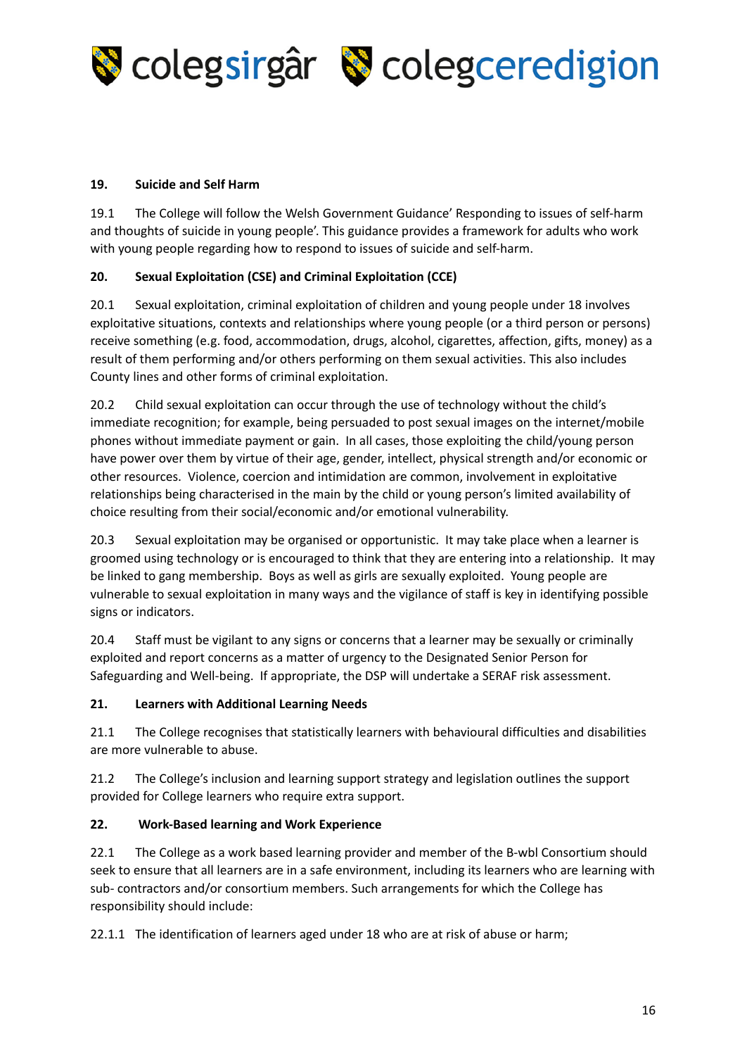## 19. Suicide and Self Harm

19.1 The College will follow the Welsh Government Guidance' Responding to issues of self-harm and thoughts of suicide in young people'. This guidance provides a framework for adults who work with young people regarding how to respond to issues of suicide and self-harm.

## 20. Sexual Exploitation (CSE) and Criminal Exploitation (CCE)

20.1 Sexual exploitation, criminal exploitation of children and young people under 18 involves exploitative situations, contexts and relationships where young people (or a third person or persons) receive something (e.g. food, accommodation, drugs, alcohol, cigarettes, affection, gifts, money) as a result of them performing and/or others performing on them sexual activities. This also includes County lines and other forms of criminal exploitation.

20.2 Child sexual exploitation can occur through the use of technology without the child's immediate recognition; for example, being persuaded to post sexual images on the internet/mobile phones without immediate payment or gain. In all cases, those exploiting the child/young person have power over them by virtue of their age, gender, intellect, physical strength and/or economic or other resources. Violence, coercion and intimidation are common, involvement in exploitative relationships being characterised in the main by the child or young person's limited availability of choice resulting from their social/economic and/or emotional vulnerability.

20.3 Sexual exploitation may be organised or opportunistic. It may take place when a learner is groomed using technology or is encouraged to think that they are entering into a relationship. It may be linked to gang membership. Boys as well as girls are sexually exploited. Young people are vulnerable to sexual exploitation in many ways and the vigilance of staff is key in identifying possible signs or indicators.

20.4 Staff must be vigilant to any signs or concerns that a learner may be sexually or criminally exploited and report concerns as a matter of urgency to the Designated Senior Person for Safeguarding and Well-being. If appropriate, the DSP will undertake a SERAF risk assessment.

## 21. Learners with Additional Learning Needs

21.1 The College recognises that statistically learners with behavioural difficulties and disabilities are more vulnerable to abuse.

21.2 The College's inclusion and learning support strategy and legislation outlines the support provided for College learners who require extra support.

## 22. Work-Based learning and Work Experience

22.1 The College as a work based learning provider and member of the B-wbl Consortium should seek to ensure that all learners are in a safe environment, including its learners who are learning with sub- contractors and/or consortium members. Such arrangements for which the College has responsibility should include:

22.1.1 The identification of learners aged under 18 who are at risk of abuse or harm;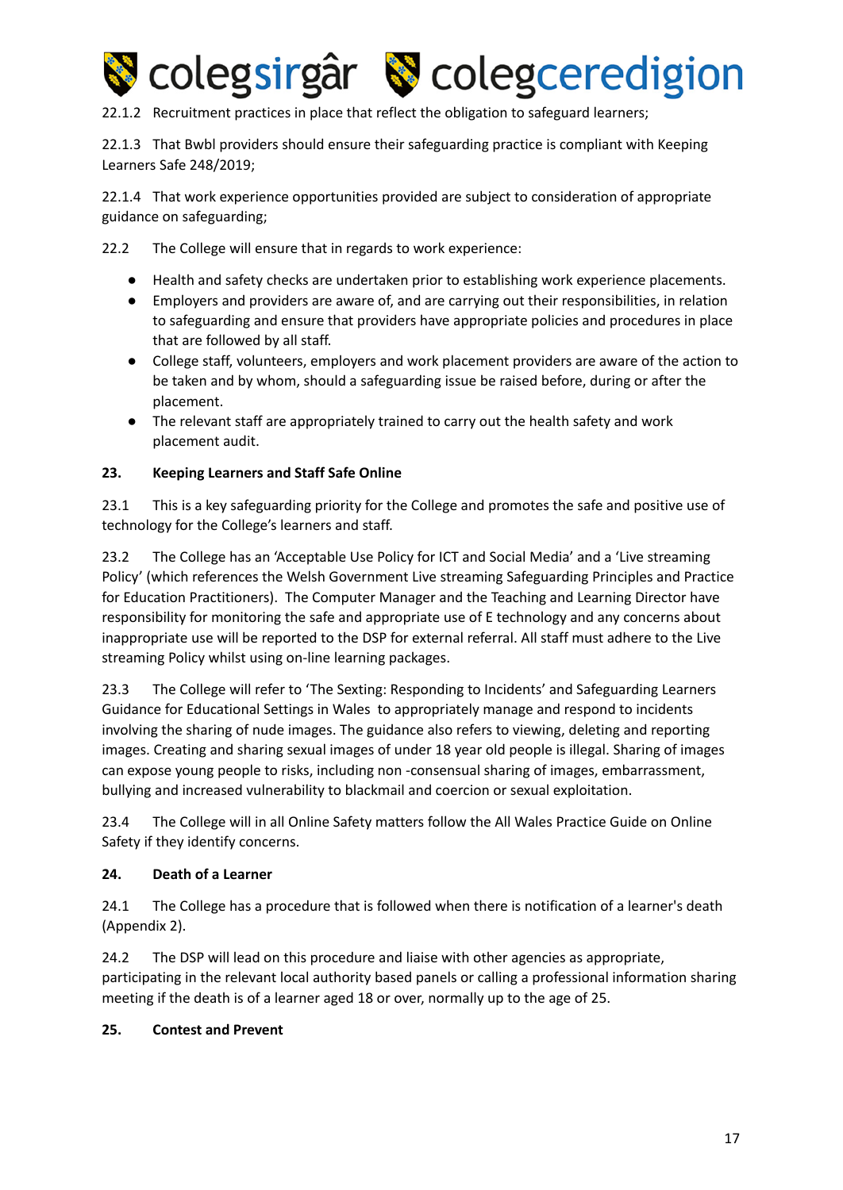22.1.2 Recruitment practices in place that reflect the obligation to safeguard learners;

22.1.3 That Bwbl providers should ensure their safeguarding practice is compliant with Keeping Learners Safe 248/2019;

22.1.4 That work experience opportunities provided are subject to consideration of appropriate guidance on safeguarding;

22.2 The College will ensure that in regards to work experience:

- Health and safety checks are undertaken prior to establishing work experience placements.
- Employers and providers are aware of, and are carrying out their responsibilities, in relation to safeguarding and ensure that providers have appropriate policies and procedures in place that are followed by all staff.
- College staff, volunteers, employers and work placement providers are aware of the action to be taken and by whom, should a safeguarding issue be raised before, during or after the placement.
- The relevant staff are appropriately trained to carry out the health safety and work placement audit.

**23. Keeping Learners and Staff Safe Online**

23.1 This is a key safeguarding priority for the College and promotes the safe and positive use of technology for the College's learners and staff.

23.2 The College has an 'Acceptable Use Policy for ICT and Social Media' and a 'Live streaming Policy' (which references the Welsh Government Live streaming Safeguarding Principles and Practice for Education Practitioners). The Computer Manager and the Teaching and Learning Director have responsibility for monitoring the safe and appropriate use of E technology and any concerns about inappropriate use will be reported to the DSP for external referral. All staff must adhere to the Live streaming Policy whilst using on-line learning packages.

23.3 The College will refer to 'The Sexting: Responding to Incidents' and Safeguarding Learners Guidance for Educational Settings in Wales to appropriately manage and respond to incidents involving the sharing of nude images. The guidance also refers to viewing, deleting and reporting images. Creating and sharing sexual images of under 18 year old people is illegal. Sharing of images can expose young people to risks, including non -consensual sharing of images, embarrassment, bullying and increased vulnerability to blackmail and coercion or sexual exploitation.

23.4 The College will in all Online Safety matters follow the All Wales Practice Guide on Online Safety if they identify concerns.

**24. Death of a Learner**

24.1 The College has a procedure that is followed when there is notification of a learner's death (Appendix 2).

24.2 The DSP will lead on this procedure and liaise with other agencies as appropriate, participating in the relevant local authority based panels or calling a professional information sharing meeting if the death is of a learner aged 18 or over, normally up to the age of 25.

**25. Contest and Prevent**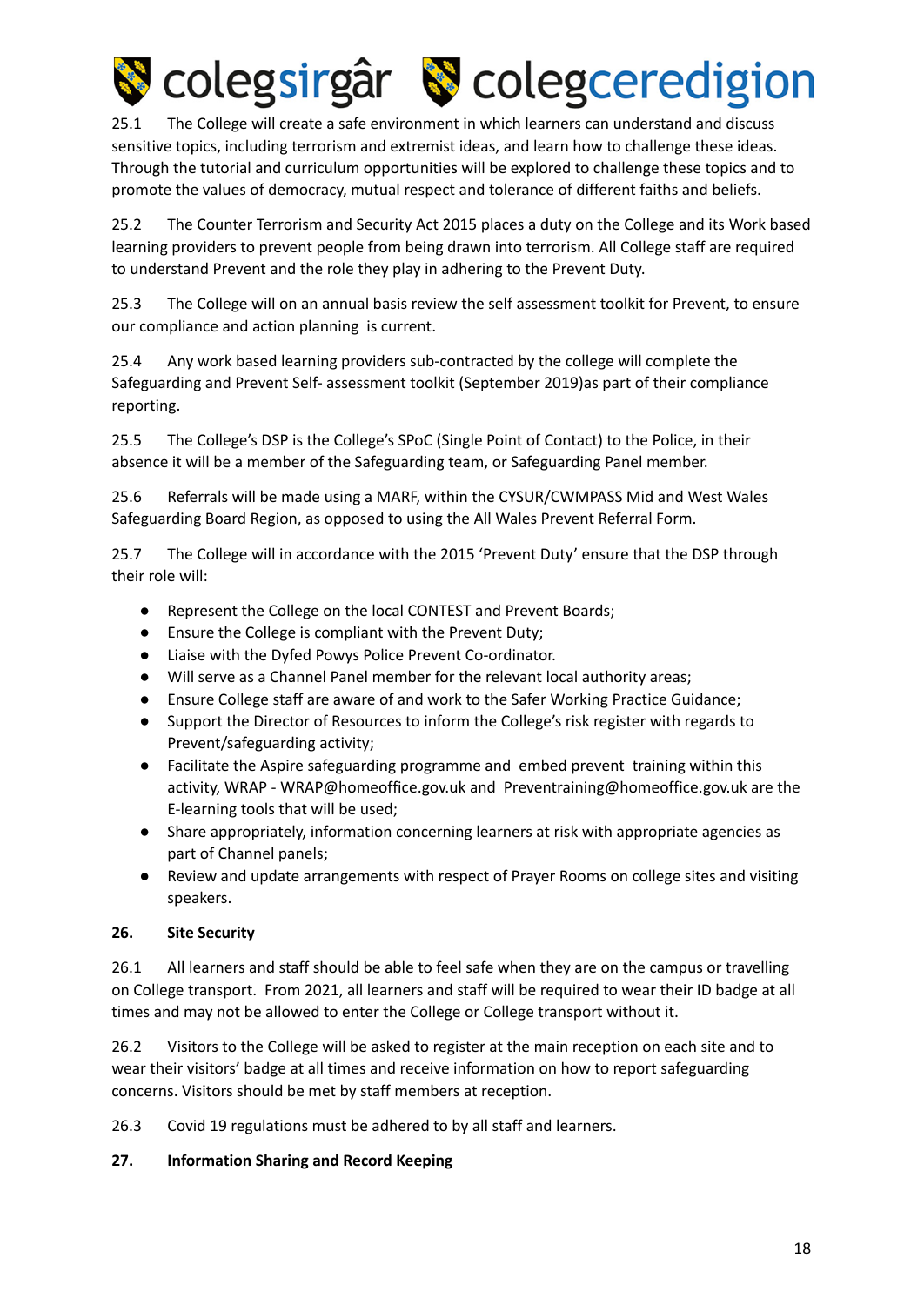25.1 The College will create a safe environment in which learners can understand and discuss sensitive topics, including terrorism and extremist ideas, and learn how to challenge these ideas. Through the tutorial and curriculum opportunities will be explored to challenge these topics and to promote the values of democracy, mutual respect and tolerance of different faiths and beliefs.

25.2 The Counter Terrorism and Security Act 2015 places a duty on the College and its Work based learning providers to prevent people from being drawn into terrorism. All College staff are required to understand Prevent and the role they play in adhering to the Prevent Duty.

25.3 The College will on an annual basis review the self assessment toolkit for Prevent, to ensure our compliance and action planning is current.

25.4 Any work based learning providers sub-contracted by the college will complete the Safeguarding and Prevent Self- assessment toolkit (September 2019)as part of their compliance reporting.

25.5 The College's DSP is the College's SPoC (Single Point of Contact) to the Police, in their absence it will be a member of the Safeguarding team, or Safeguarding Panel member.

25.6 Referrals will be made using a MARF, within the CYSUR/CWMPASS Mid and West Wales Safeguarding Board Region, as opposed to using the All Wales Prevent Referral Form.

25.7 The College will in accordance with the 2015 'Prevent Duty' ensure that the DSP through their role will:

- Represent the College on the local CONTEST and Prevent Boards;
- Ensure the College is compliant with the Prevent Duty;
- Liaise with the Dyfed Powys Police Prevent Co-ordinator.
- Will serve as a Channel Panel member for the relevant local authority areas;
- Ensure College staff are aware of and work to the Safer Working Practice Guidance;
- Support the Director of Resources to inform the College's risk register with regards to Prevent/safeguarding activity;
- Facilitate the Aspire safeguarding programme and embed prevent training within this activity, WRAP - WRAP@homeoffice.gov.uk and Preventraining@homeoffice.gov.uk are the E-learning tools that will be used;
- Share appropriately, information concerning learners at risk with appropriate agencies as part of Channel panels;
- Review and update arrangements with respect of Prayer Rooms on college sites and visiting speakers.

**26. Site Security**

26.1 All learners and staff should be able to feel safe when they are on the campus or travelling on College transport. From 2021, all learners and staff will be required to wear their ID badge at all times and may not be allowed to enter the College or College transport without it.

26.2 Visitors to the College will be asked to register at the main reception on each site and to wear their visitors' badge at all times and receive information on how to report safeguarding concerns. Visitors should be met by staff members at reception.

26.3 Covid 19 regulations must be adhered to by all staff and learners.

**27. Information Sharing and Record Keeping**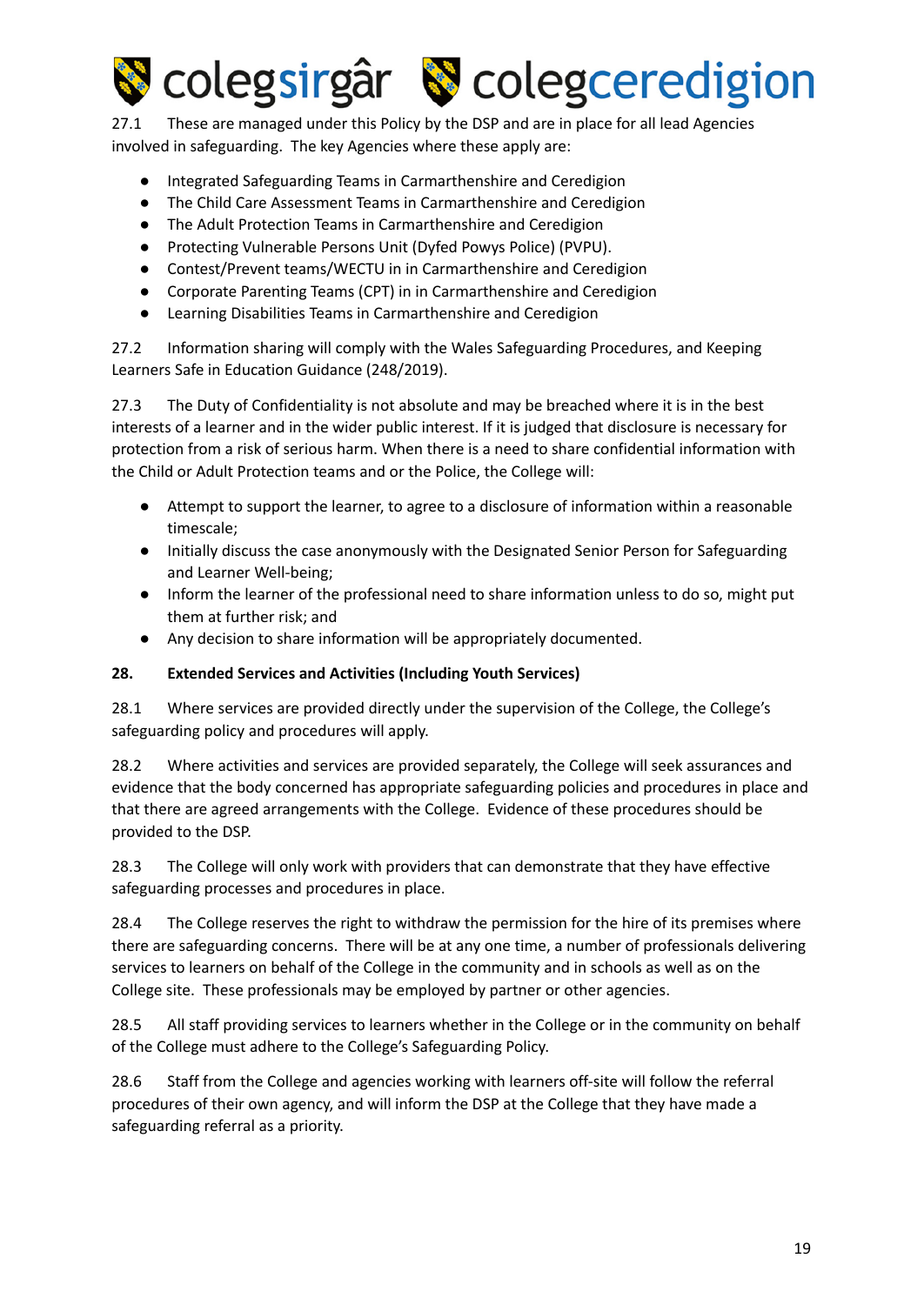27.1 These are managed under this Policy by the DSP and are in place for all lead Agencies involved in safeguarding. The key Agencies where these apply are:

- Integrated Safeguarding Teams in Carmarthenshire and Ceredigion
- The Child Care Assessment Teams in Carmarthenshire and Ceredigion
- The Adult Protection Teams in Carmarthenshire and Ceredigion
- Protecting Vulnerable Persons Unit (Dyfed Powys Police) (PVPU).
- Contest/Prevent teams/WECTU in in Carmarthenshire and Ceredigion
- Corporate Parenting Teams (CPT) in in Carmarthenshire and Ceredigion
- Learning Disabilities Teams in Carmarthenshire and Ceredigion

27.2 Information sharing will comply with the Wales Safeguarding Procedures, and Keeping Learners Safe in Education Guidance (248/2019).

27.3 The Duty of Confidentiality is not absolute and may be breached where it is in the best interests of a learner and in the wider public interest. If it is judged that disclosure is necessary for protection from a risk of serious harm. When there is a need to share confidential information with the Child or Adult Protection teams and or the Police, the College will:

- Attempt to support the learner, to agree to a disclosure of information within a reasonable timescale;
- Initially discuss the case anonymously with the Designated Senior Person for Safeguarding and Learner Well-being;
- Inform the learner of the professional need to share information unless to do so, might put them at further risk; and
- Any decision to share information will be appropriately documented.

**28. Extended Services and Activities (Including Youth Services)**

28.1 Where services are provided directly under the supervision of the College, the College's safeguarding policy and procedures will apply.

28.2 Where activities and services are provided separately, the College will seek assurances and evidence that the body concerned has appropriate safeguarding policies and procedures in place and that there are agreed arrangements with the College. Evidence of these procedures should be provided to the DSP.

28.3 The College will only work with providers that can demonstrate that they have effective safeguarding processes and procedures in place.

28.4 The College reserves the right to withdraw the permission for the hire of its premises where there are safeguarding concerns. There will be at any one time, a number of professionals delivering services to learners on behalf of the College in the community and in schools as well as on the College site. These professionals may be employed by partner or other agencies.

28.5 All staff providing services to learners whether in the College or in the community on behalf of the College must adhere to the College's Safeguarding Policy.

28.6 Staff from the College and agencies working with learners off-site will follow the referral procedures of their own agency, and will inform the DSP at the College that they have made a safeguarding referral as a priority.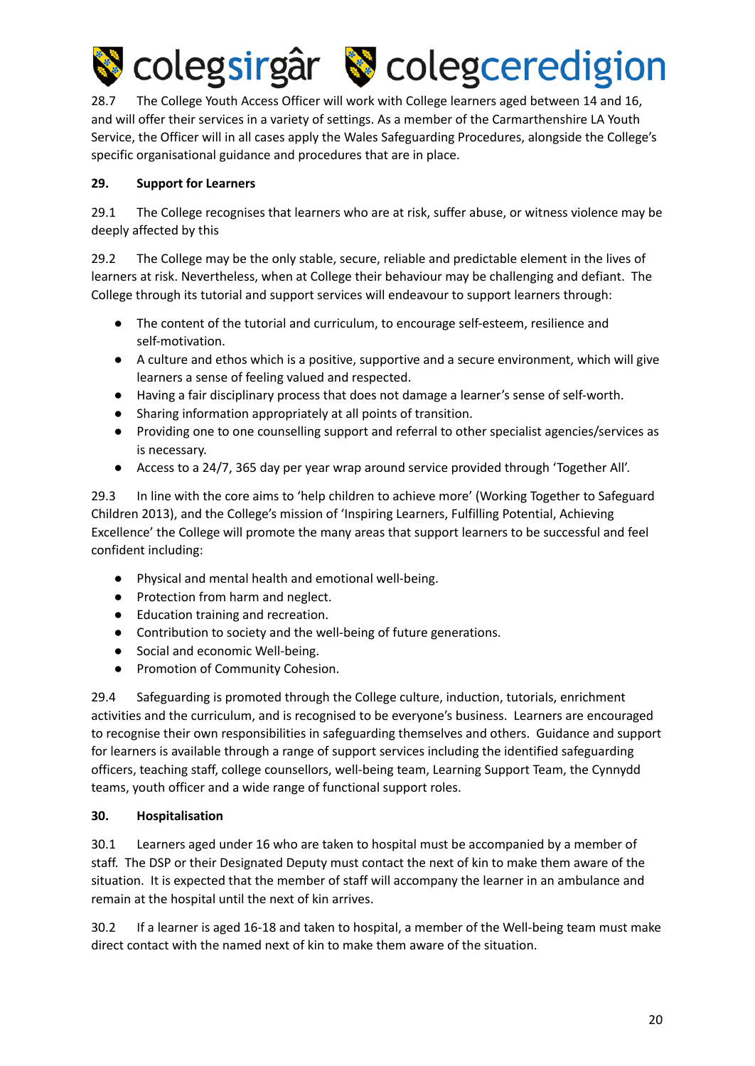28.7 The College Youth Access Officer will work with College learners aged between 14 and 16, and will offer their services in a variety of settings. As a member of the Carmarthenshire LA Youth Service, the Officer will in all cases apply the Wales Safeguarding Procedures, alongside the College's specific organisational guidance and procedures that are in place.

**29. Support for Learners**

29.1 The College recognises that learners who are at risk, suffer abuse, or witness violence may be deeply affected by this

29.2 The College may be the only stable, secure, reliable and predictable element in the lives of learners at risk. Nevertheless, when at College their behaviour may be challenging and defiant. The College through its tutorial and support services will endeavour to support learners through:

- The content of the tutorial and curriculum, to encourage self-esteem, resilience and self-motivation.
- A culture and ethos which is a positive, supportive and a secure environment, which will give learners a sense of feeling valued and respected.
- Having a fair disciplinary process that does not damage a learner's sense of self-worth.
- Sharing information appropriately at all points of transition.
- Providing one to one counselling support and referral to other specialist agencies/services as is necessary.
- Access to a 24/7, 365 day per year wrap around service provided through 'Together All'.

29.3 In line with the core aims to 'help children to achieve more' (Working Together to Safeguard Children 2013), and the College's mission of 'Inspiring Learners, Fulfilling Potential, Achieving Excellence' the College will promote the many areas that support learners to be successful and feel confident including:

- Physical and mental health and emotional well-being.
- Protection from harm and neglect.
- Education training and recreation.
- Contribution to society and the well-being of future generations.
- Social and economic Well-being.
- Promotion of Community Cohesion.

29.4 Safeguarding is promoted through the College culture, induction, tutorials, enrichment activities and the curriculum, and is recognised to be everyone's business. Learners are encouraged to recognise their own responsibilities in safeguarding themselves and others. Guidance and support for learners is available through a range of support services including the identified safeguarding officers, teaching staff, college counsellors, well-being team, Learning Support Team, the Cynnydd teams, youth officer and a wide range of functional support roles.

**30. Hospitalisation**

30.1 Learners aged under 16 who are taken to hospital must be accompanied by a member of staff. The DSP or their Designated Deputy must contact the next of kin to make them aware of the situation. It is expected that the member of staff will accompany the learner in an ambulance and remain at the hospital until the next of kin arrives.

30.2 If a learner is aged 16-18 and taken to hospital, a member of the Well-being team must make direct contact with the named next of kin to make them aware of the situation.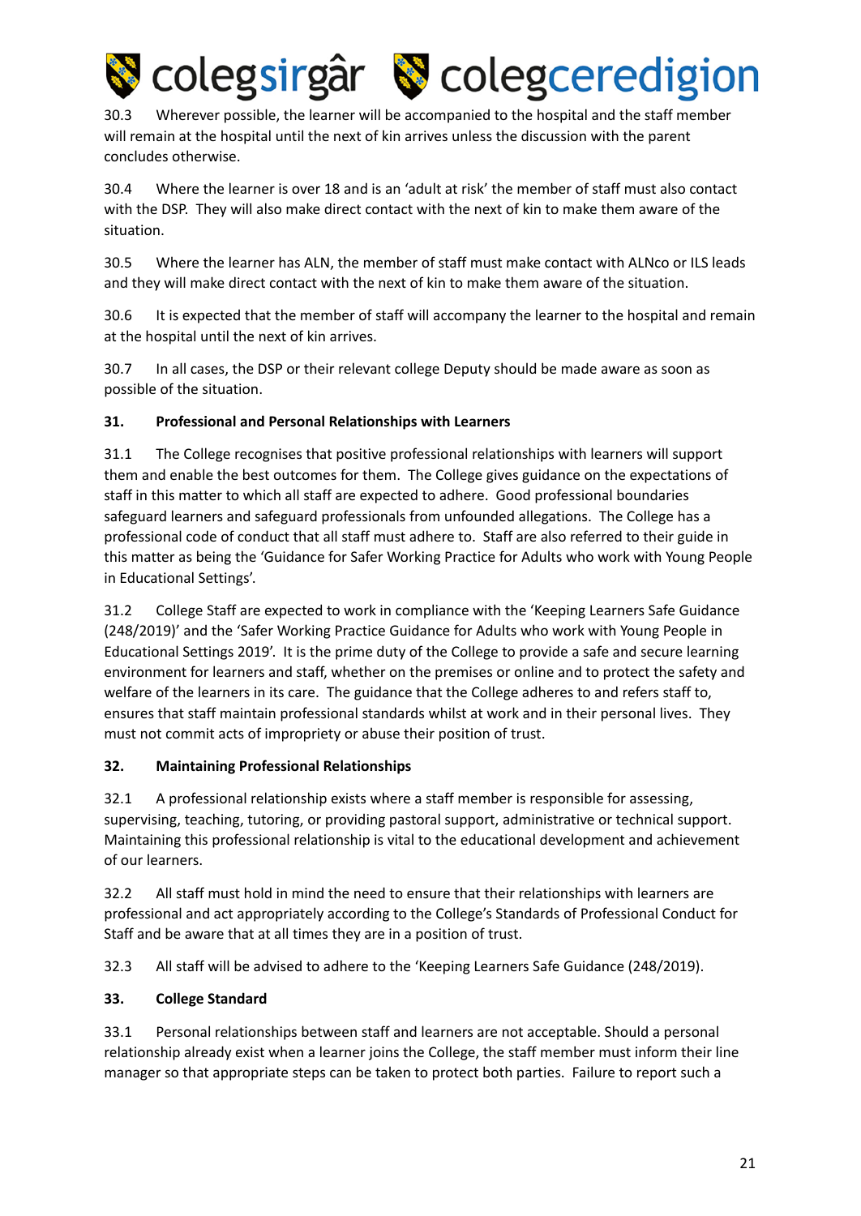30.3 Wherever possible, the learner will be accompanied to the hospital and the staff member will remain at the hospital until the next of kin arrives unless the discussion with the parent concludes otherwise.

30.4 Where the learner is over 18 and is an 'adult at risk' the member of staff must also contact with the DSP. They will also make direct contact with the next of kin to make them aware of the situation.

30.5 Where the learner has ALN, the member of staff must make contact with ALNco or ILS leads and they will make direct contact with the next of kin to make them aware of the situation.

30.6 It is expected that the member of staff will accompany the learner to the hospital and remain at the hospital until the next of kin arrives.

30.7 In all cases, the DSP or their relevant college Deputy should be made aware as soon as possible of the situation.

**31. Professional and Personal Relationships with Learners**

31.1 The College recognises that positive professional relationships with learners will support them and enable the best outcomes for them. The College gives guidance on the expectations of staff in this matter to which all staff are expected to adhere. Good professional boundaries safeguard learners and safeguard professionals from unfounded allegations. The College has a professional code of conduct that all staff must adhere to. Staff are also referred to their guide in this matter as being the 'Guidance for Safer Working Practice for Adults who work with Young People in Educational Settings'.

31.2 College Staff are expected to work in compliance with the 'Keeping Learners Safe Guidance (248/2019)' and the 'Safer Working Practice Guidance for Adults who work with Young People in Educational Settings 2019'. It is the prime duty of the College to provide a safe and secure learning environment for learners and staff, whether on the premises or online and to protect the safety and welfare of the learners in its care. The guidance that the College adheres to and refers staff to, ensures that staff maintain professional standards whilst at work and in their personal lives. They must not commit acts of impropriety or abuse their position of trust.

**32. Maintaining Professional Relationships**

32.1 A professional relationship exists where a staff member is responsible for assessing, supervising, teaching, tutoring, or providing pastoral support, administrative or technical support. Maintaining this professional relationship is vital to the educational development and achievement of our learners.

32.2 All staff must hold in mind the need to ensure that their relationships with learners are professional and act appropriately according to the College's Standards of Professional Conduct for Staff and be aware that at all times they are in a position of trust.

32.3 All staff will be advised to adhere to the 'Keeping Learners Safe Guidance (248/2019).

**33. College Standard**

33.1 Personal relationships between staff and learners are not acceptable. Should a personal relationship already exist when a learner joins the College, the staff member must inform their line manager so that appropriate steps can be taken to protect both parties. Failure to report such a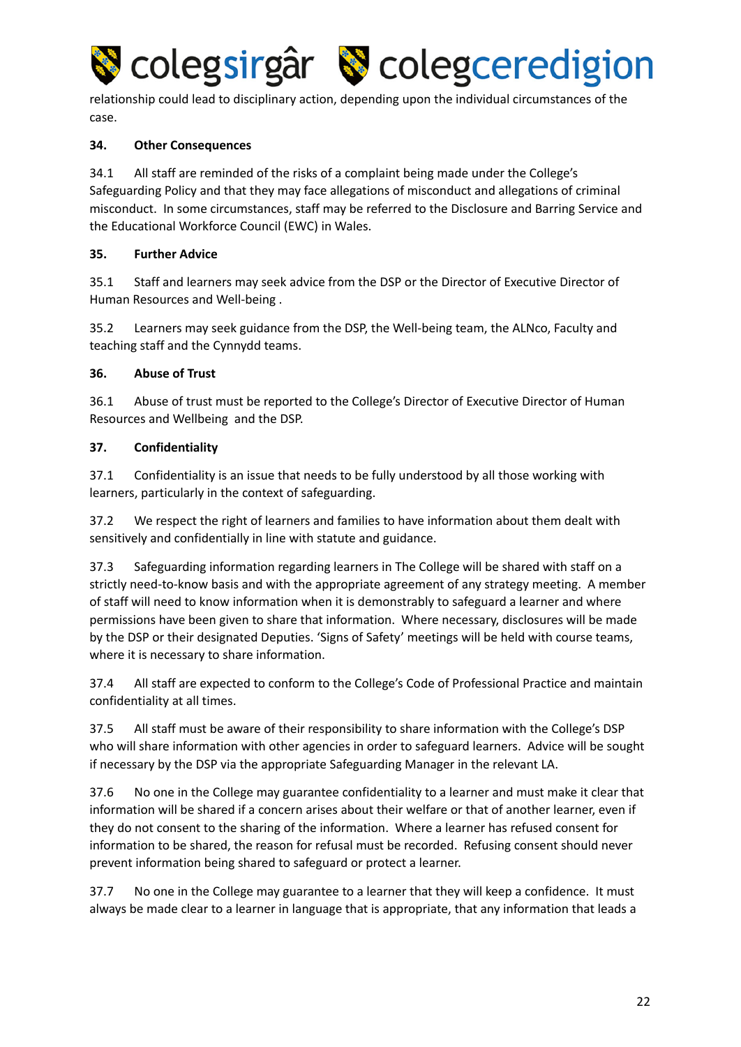relationship could lead to disciplinary action, depending upon the individual circumstances of the case.

**34. Other Consequences**

34.1 All staff are reminded of the risks of a complaint being made under the College's Safeguarding Policy and that they may face allegations of misconduct and allegations of criminal misconduct. In some circumstances, staff may be referred to the Disclosure and Barring Service and the Educational Workforce Council (EWC) in Wales.

**35. Further Advice**

35.1 Staff and learners may seek advice from the DSP or the Director of Executive Director of Human Resources and Well-being .

35.2 Learners may seek guidance from the DSP, the Well-being team, the ALNco, Faculty and teaching staff and the Cynnydd teams.

**36. Abuse of Trust**

36.1 Abuse of trust must be reported to the College's Director of Executive Director of Human Resources and Wellbeing and the DSP.

**37. Confidentiality**

37.1 Confidentiality is an issue that needs to be fully understood by all those working with learners, particularly in the context of safeguarding.

37.2 We respect the right of learners and families to have information about them dealt with sensitively and confidentially in line with statute and guidance.

37.3 Safeguarding information regarding learners in The College will be shared with staff on a strictly need-to-know basis and with the appropriate agreement of any strategy meeting. A member of staff will need to know information when it is demonstrably to safeguard a learner and where permissions have been given to share that information. Where necessary, disclosures will be made by the DSP or their designated Deputies. 'Signs of Safety' meetings will be held with course teams, where it is necessary to share information.

37.4 All staff are expected to conform to the College's Code of Professional Practice and maintain confidentiality at all times.

37.5 All staff must be aware of their responsibility to share information with the College's DSP who will share information with other agencies in order to safeguard learners. Advice will be sought if necessary by the DSP via the appropriate Safeguarding Manager in the relevant LA.

37.6 No one in the College may guarantee confidentiality to a learner and must make it clear that information will be shared if a concern arises about their welfare or that of another learner, even if they do not consent to the sharing of the information. Where a learner has refused consent for information to be shared, the reason for refusal must be recorded. Refusing consent should never prevent information being shared to safeguard or protect a learner.

37.7 No one in the College may guarantee to a learner that they will keep a confidence. It must always be made clear to a learner in language that is appropriate, that any information that leads a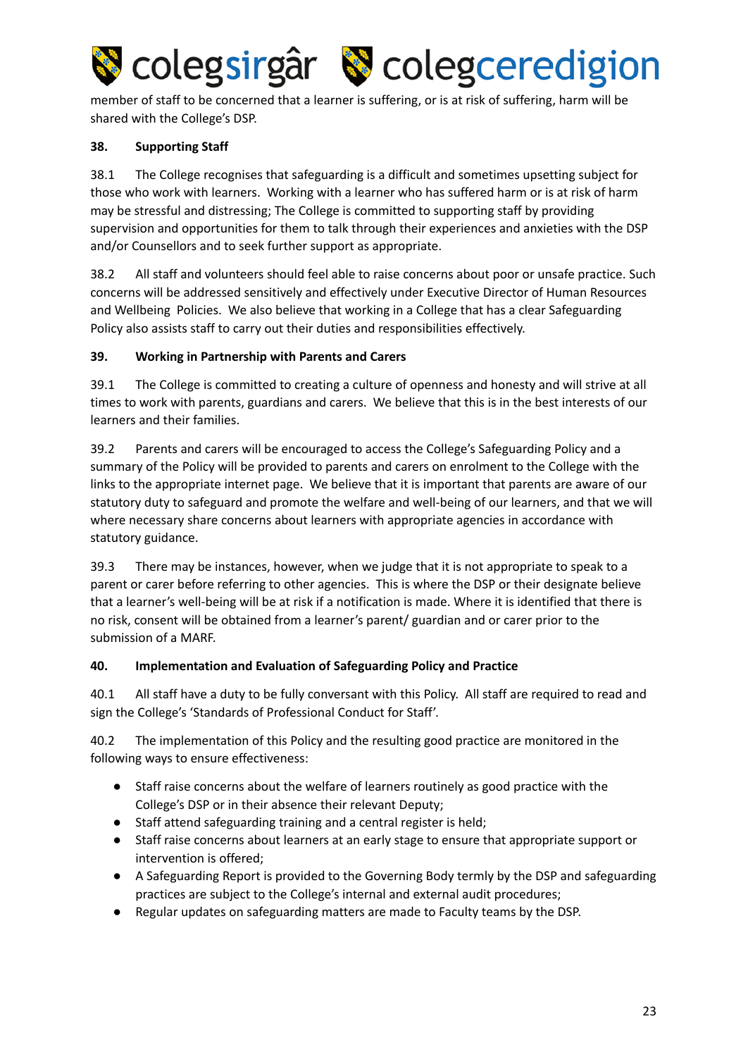member of staff to be concerned that a learner is suffering, or is at risk of suffering, harm will be shared with the College's DSP.

**38. Supporting Staff**

38.1 The College recognises that safeguarding is a difficult and sometimes upsetting subject for those who work with learners. Working with a learner who has suffered harm or is at risk of harm may be stressful and distressing; The College is committed to supporting staff by providing supervision and opportunities for them to talk through their experiences and anxieties with the DSP and/or Counsellors and to seek further support as appropriate.

38.2 All staff and volunteers should feel able to raise concerns about poor or unsafe practice. Such concerns will be addressed sensitively and effectively under Executive Director of Human Resources and Wellbeing Policies. We also believe that working in a College that has a clear Safeguarding Policy also assists staff to carry out their duties and responsibilities effectively.

**39. Working in Partnership with Parents and Carers**

39.1 The College is committed to creating a culture of openness and honesty and will strive at all times to work with parents, guardians and carers. We believe that this is in the best interests of our learners and their families.

39.2 Parents and carers will be encouraged to access the College's Safeguarding Policy and a summary of the Policy will be provided to parents and carers on enrolment to the College with the links to the appropriate internet page. We believe that it is important that parents are aware of our statutory duty to safeguard and promote the welfare and well-being of our learners, and that we will where necessary share concerns about learners with appropriate agencies in accordance with statutory guidance.

39.3 There may be instances, however, when we judge that it is not appropriate to speak to a parent or carer before referring to other agencies. This is where the DSP or their designate believe that a learner's well-being will be at risk if a notification is made. Where it is identified that there is no risk, consent will be obtained from a learner's parent/ guardian and or carer prior to the submission of a MARF.

**40. Implementation and Evaluation of Safeguarding Policy and Practice**

40.1 All staff have a duty to be fully conversant with this Policy. All staff are required to read and sign the College's 'Standards of Professional Conduct for Staff'.

40.2 The implementation of this Policy and the resulting good practice are monitored in the following ways to ensure effectiveness:

- Staff raise concerns about the welfare of learners routinely as good practice with the College's DSP or in their absence their relevant Deputy;
- Staff attend safeguarding training and a central register is held;
- Staff raise concerns about learners at an early stage to ensure that appropriate support or intervention is offered;
- A Safeguarding Report is provided to the Governing Body termly by the DSP and safeguarding practices are subject to the College's internal and external audit procedures;
- Regular updates on safeguarding matters are made to Faculty teams by the DSP.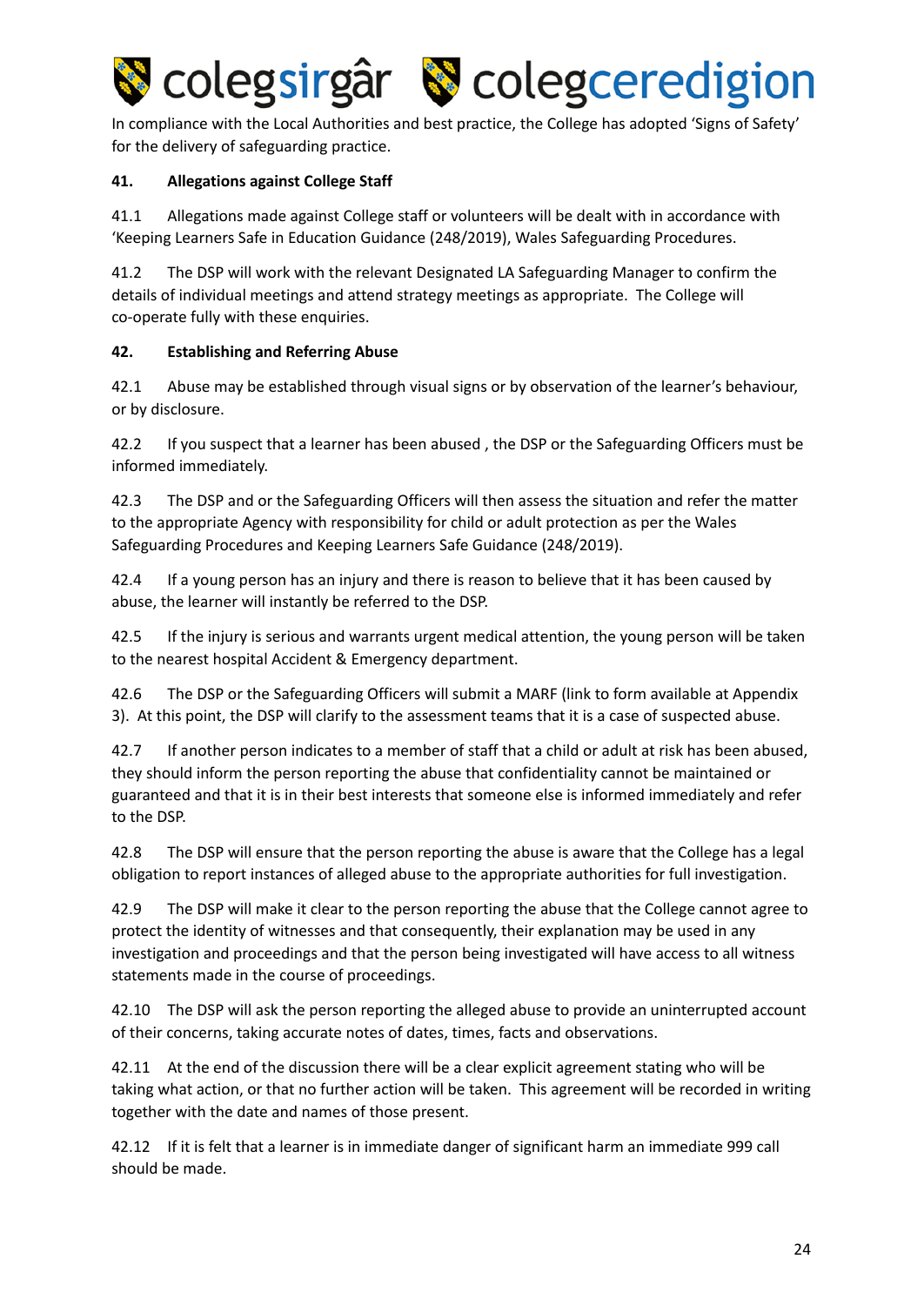In compliance with the Local Authorities and best practice, the College has adopted 'Signs of Safety' for the delivery of safeguarding practice.

**41. Allegations against College Staff**

41.1 Allegations made against College staff or volunteers will be dealt with in accordance with 'Keeping Learners Safe in Education Guidance (248/2019), Wales Safeguarding Procedures.

41.2 The DSP will work with the relevant Designated LA Safeguarding Manager to confirm the details of individual meetings and attend strategy meetings as appropriate. The College will co-operate fully with these enquiries.

**42. Establishing and Referring Abuse**

42.1 Abuse may be established through visual signs or by observation of the learner's behaviour, or by disclosure.

42.2 If you suspect that a learner has been abused , the DSP or the Safeguarding Officers must be informed immediately.

42.3 The DSP and or the Safeguarding Officers will then assess the situation and refer the matter to the appropriate Agency with responsibility for child or adult protection as per the Wales Safeguarding Procedures and Keeping Learners Safe Guidance (248/2019).

42.4 If a young person has an injury and there is reason to believe that it has been caused by abuse, the learner will instantly be referred to the DSP.

42.5 If the injury is serious and warrants urgent medical attention, the young person will be taken to the nearest hospital Accident & Emergency department.

42.6 The DSP or the Safeguarding Officers will submit a MARF (link to form available at Appendix 3). At this point, the DSP will clarify to the assessment teams that it is a case of suspected abuse.

42.7 If another person indicates to a member of staff that a child or adult at risk has been abused, they should inform the person reporting the abuse that confidentiality cannot be maintained or guaranteed and that it is in their best interests that someone else is informed immediately and refer to the DSP.

42.8 The DSP will ensure that the person reporting the abuse is aware that the College has a legal obligation to report instances of alleged abuse to the appropriate authorities for full investigation.

42.9 The DSP will make it clear to the person reporting the abuse that the College cannot agree to protect the identity of witnesses and that consequently, their explanation may be used in any investigation and proceedings and that the person being investigated will have access to all witness statements made in the course of proceedings.

42.10 The DSP will ask the person reporting the alleged abuse to provide an uninterrupted account of their concerns, taking accurate notes of dates, times, facts and observations.

42.11 At the end of the discussion there will be a clear explicit agreement stating who will be taking what action, or that no further action will be taken. This agreement will be recorded in writing together with the date and names of those present.

42.12 If it is felt that a learner is in immediate danger of significant harm an immediate 999 call should be made.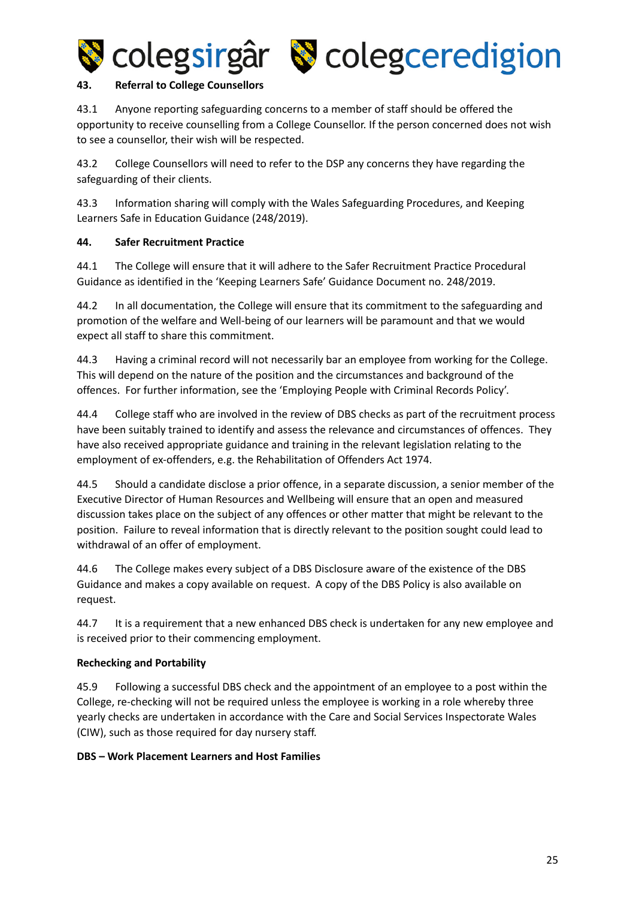## 43. Referral to College Counsellors

43.1 Anyone reporting safeguarding concerns to a member of staff should be offered the opportunity to receive counselling from a College Counsellor. If the person concerned does not wish to see a counsellor, their wish will be respected.

43.2 College Counsellors will need to refer to the DSP any concerns they have regarding the safeguarding of their clients.

43.3 Information sharing will comply with the Wales Safeguarding Procedures, and Keeping Learners Safe in Education Guidance (248/2019).

## 44. Safer Recruitment Practice

44.1 The College will ensure that it will adhere to the Safer Recruitment Practice Procedural Guidance as identified in the 'Keeping Learners Safe' Guidance Document no. 248/2019.

44.2 In all documentation, the College will ensure that its commitment to the safeguarding and promotion of the welfare and Well-being of our learners will be paramount and that we would expect all staff to share this commitment.

44.3 Having a criminal record will not necessarily bar an employee from working for the College. This will depend on the nature of the position and the circumstances and background of the offences. For further information, see the 'Employing People with Criminal Records Policy'.

44.4 College staff who are involved in the review of DBS checks as part of the recruitment process have been suitably trained to identify and assess the relevance and circumstances of offences. They have also received appropriate guidance and training in the relevant legislation relating to the employment of ex-offenders, e.g. the Rehabilitation of Offenders Act 1974.

44.5 Should a candidate disclose a prior offence, in a separate discussion, a senior member of the Executive Director of Human Resources and Wellbeing will ensure that an open and measured discussion takes place on the subject of any offences or other matter that might be relevant to the position. Failure to reveal information that is directly relevant to the position sought could lead to withdrawal of an offer of employment.

44.6 The College makes every subject of a DBS Disclosure aware of the existence of the DBS Guidance and makes a copy available on request. A copy of the DBS Policy is also available on request.

44.7 It is a requirement that a new enhanced DBS check is undertaken for any new employee and is received prior to their commencing employment.

**Rechecking and Portability**

45.9 Following a successful DBS check and the appointment of an employee to a post within the College, re-checking will not be required unless the employee is working in a role whereby three yearly checks are undertaken in accordance with the Care and Social Services Inspectorate Wales (CIW), such as those required for day nursery staff.

**DBS – Work Placement Learners and Host Families**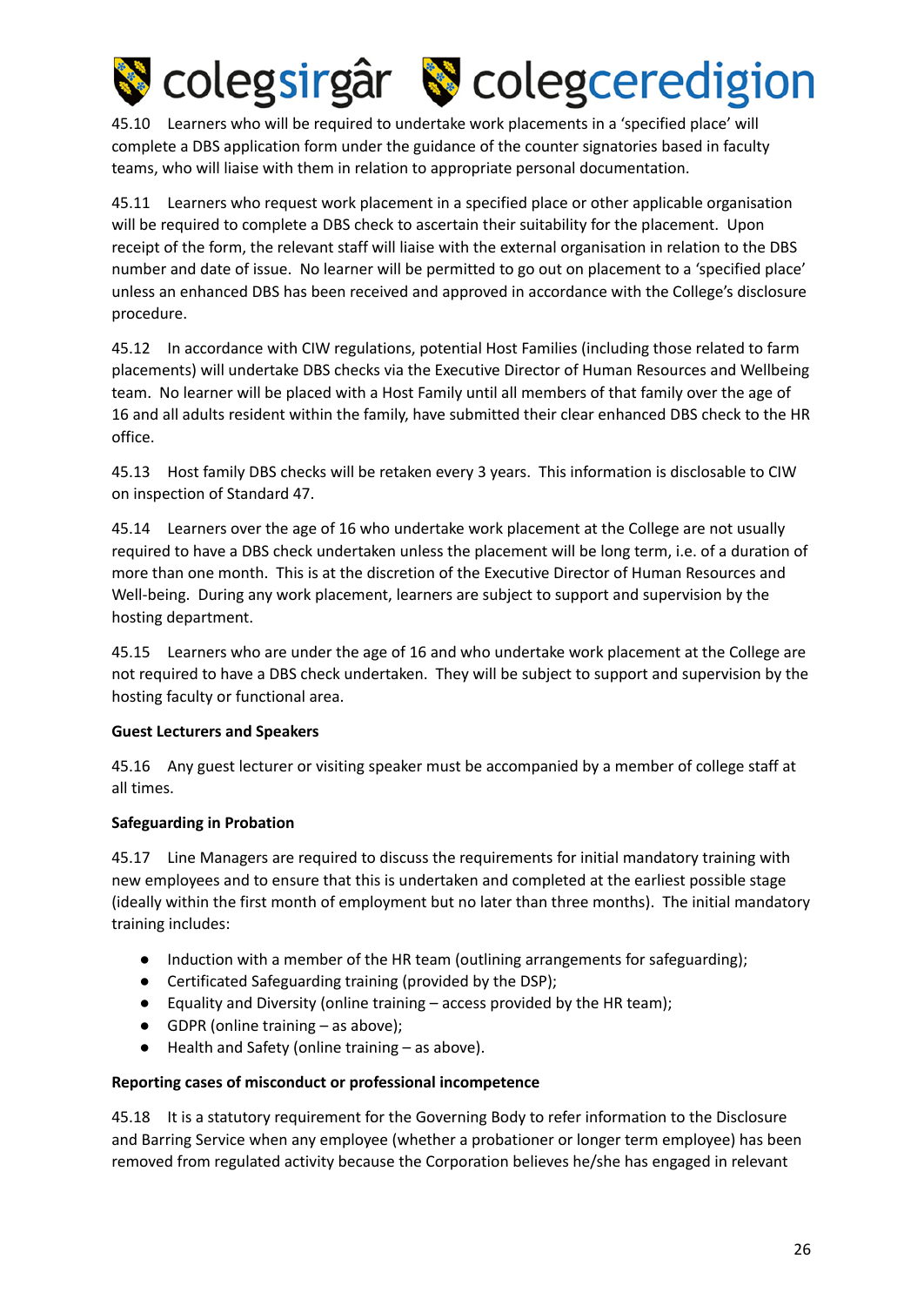45.10 Learners who will be required to undertake work placements in a 'specified place' will complete a DBS application form under the guidance of the counter signatories based in faculty teams, who will liaise with them in relation to appropriate personal documentation.

45.11 Learners who request work placement in a specified place or other applicable organisation will be required to complete a DBS check to ascertain their suitability for the placement. Upon receipt of the form, the relevant staff will liaise with the external organisation in relation to the DBS number and date of issue. No learner will be permitted to go out on placement to a 'specified place' unless an enhanced DBS has been received and approved in accordance with the College's disclosure procedure.

45.12 In accordance with CIW regulations, potential Host Families (including those related to farm placements) will undertake DBS checks via the Executive Director of Human Resources and Wellbeing team. No learner will be placed with a Host Family until all members of that family over the age of 16 and all adults resident within the family, have submitted their clear enhanced DBS check to the HR office.

45.13 Host family DBS checks will be retaken every 3 years. This information is disclosable to CIW on inspection of Standard 47.

45.14 Learners over the age of 16 who undertake work placement at the College are not usually required to have a DBS check undertaken unless the placement will be long term, i.e. of a duration of more than one month. This is at the discretion of the Executive Director of Human Resources and Well-being. During any work placement, learners are subject to support and supervision by the hosting department.

45.15 Learners who are under the age of 16 and who undertake work placement at the College are not required to have a DBS check undertaken. They will be subject to support and supervision by the hosting faculty or functional area.

**Guest Lecturers and Speakers**

45.16 Any guest lecturer or visiting speaker must be accompanied by a member of college staff at all times.

**Safeguarding in Probation**

45.17 Line Managers are required to discuss the requirements for initial mandatory training with new employees and to ensure that this is undertaken and completed at the earliest possible stage (ideally within the first month of employment but no later than three months). The initial mandatory training includes:

- Induction with a member of the HR team (outlining arrangements for safeguarding);
- Certificated Safeguarding training (provided by the DSP);
- Equality and Diversity (online training – access provided by the HR team);
- GDPR (online training – as above);
- Health and Safety (online training – as above).

**Reporting cases of misconduct or professional incompetence**

45.18 It is a statutory requirement for the Governing Body to refer information to the Disclosure and Barring Service when any employee (whether a probationer or longer term employee) has been removed from regulated activity because the Corporation believes he/she has engaged in relevant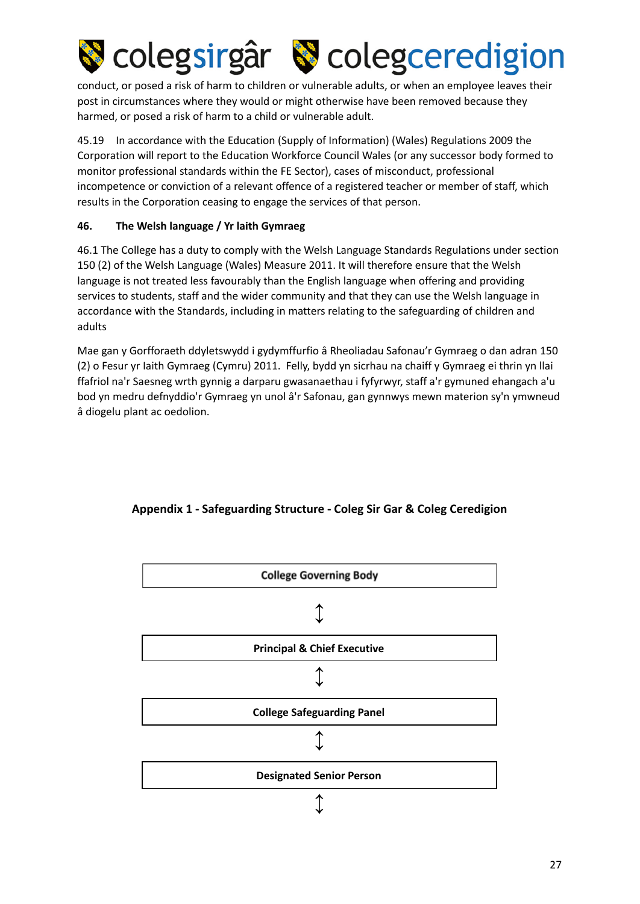conduct, or posed a risk of harm to children or vulnerable adults, or when an employee leaves their post in circumstances where they would or might otherwise have been removed because they harmed, or posed a risk of harm to a child or vulnerable adult.

45.19 In accordance with the Education (Supply of Information) (Wales) Regulations 2009 the Corporation will report to the Education Workforce Council Wales (or any successor body formed to monitor professional standards within the FE Sector), cases of misconduct, professional incompetence or conviction of a relevant offence of a registered teacher or member of staff, which results in the Corporation ceasing to engage the services of that person.

**46. The Welsh language / Yr Iaith Gymraeg**

46.1 The College has a duty to comply with the Welsh Language Standards Regulations under section 150 (2) of the Welsh Language (Wales) Measure 2011. It will therefore ensure that the Welsh language is not treated less favourably than the English language when offering and providing services to students, staff and the wider community and that they can use the Welsh language in accordance with the Standards, including in matters relating to the safeguarding of children and adults

Mae gan y Gorfforaeth ddyletswydd i gydymffurfio â Rheoliadau Safonau'r Gymraeg o dan adran 150 (2) o Fesur yr Iaith Gymraeg (Cymru) 2011. Felly, bydd yn sicrhau na chaiff y Gymraeg ei thrin yn llai ffafriol na'r Saesneg wrth gynnig a darparu gwasanaethau i fyfyrwyr, staff a'r gymuned ehangach a'u bod yn medru defnyddio'r Gymraeg yn unol â'r Safonau, gan gynnwys mewn materion sy'n ymwneud â diogelu plant ac oedolion.

**Appendix 1 - Safeguarding Structure - Coleg Sir Gar & Coleg Ceredigion**

**College Governing Body**

↕

**Principal & Chief Executive**

↕

**College Safeguarding Panel**

↕

**Designated Senior Person**

↕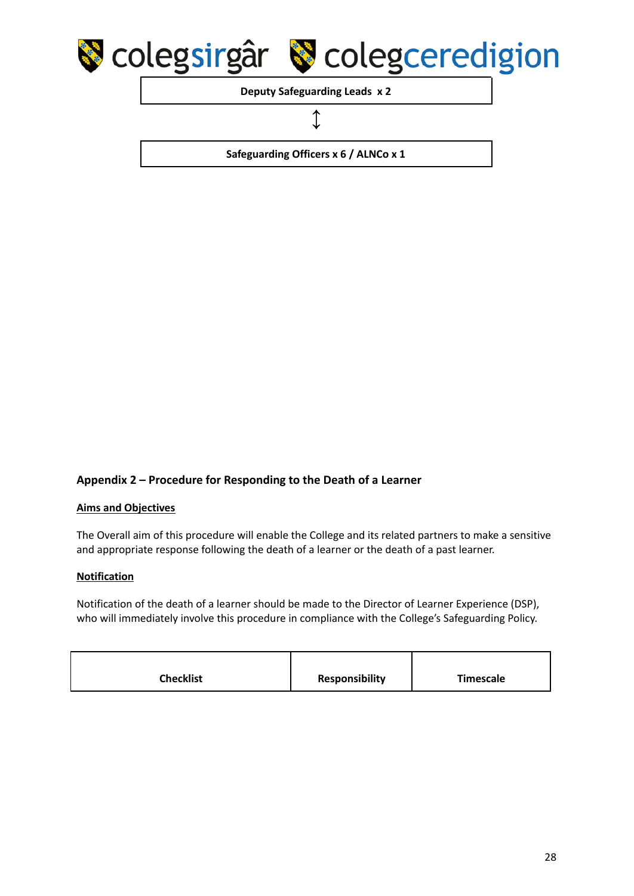Deputy Safeguarding Leads x 2

↕

Safeguarding Officers x 6 / ALNCo x 1

## Appendix 2 – Procedure for Responding to the Death of a Learner

**Aims and Objectives**

The Overall aim of this procedure will enable the College and its related partners to make a sensitive and appropriate response following the death of a learner or the death of a past learner.

**Notification**

Notification of the death of a learner should be made to the Director of Learner Experience (DSP), who will immediately involve this procedure in compliance with the College's Safeguarding Policy.

| Checklist | Responsibility | Timescale |
|---|---|---|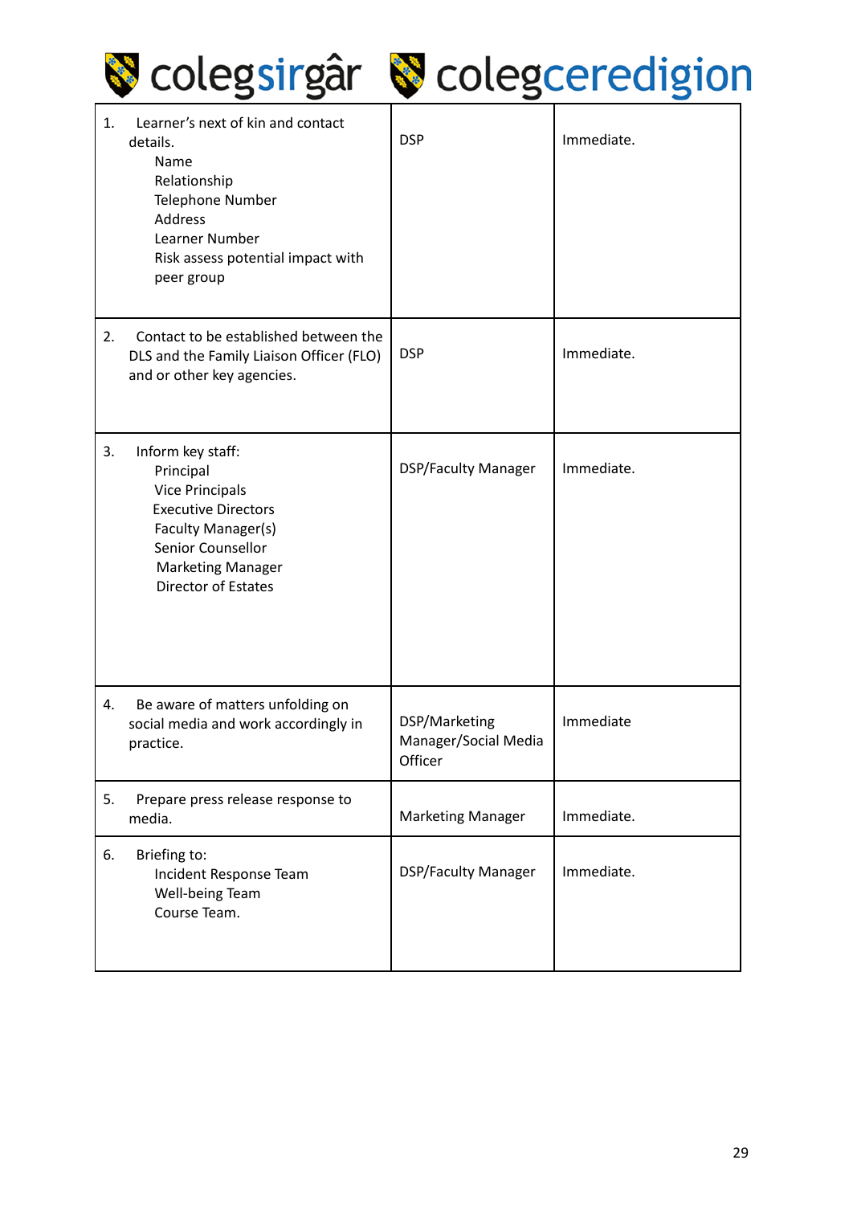| | | |
|---|---|---|
| 1. Learner's next of kin and contact details.<br>Name<br>Relationship<br>Telephone Number<br>Address<br>Learner Number<br>Risk assess potential impact with peer group | DSP | Immediate. |
| 2. Contact to be established between the DLS and the Family Liaison Officer (FLO) and or other key agencies. | DSP | Immediate. |
| 3. Inform key staff:<br>Principal<br>Vice Principals<br>Executive Directors<br>Faculty Manager(s)<br>Senior Counsellor<br>Marketing Manager<br>Director of Estates | DSP/Faculty Manager | Immediate. |
| 4. Be aware of matters unfolding on social media and work accordingly in practice. | DSP/Marketing Manager/Social Media Officer | Immediate |
| 5. Prepare press release response to media. | Marketing Manager | Immediate. |
| 6. Briefing to:<br>Incident Response Team<br>Well-being Team<br>Course Team. | DSP/Faculty Manager | Immediate. |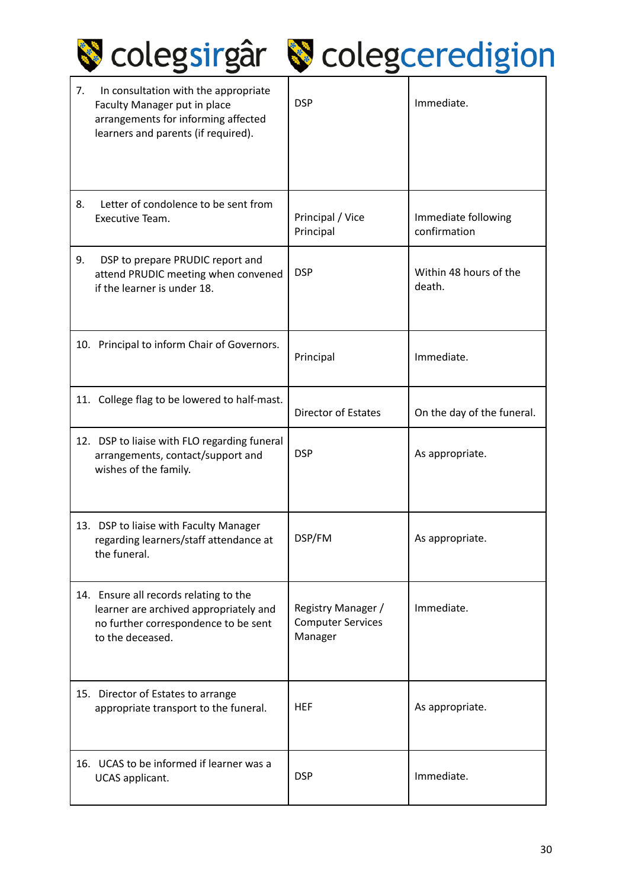| | | |
|---|---|---|
| 7. In consultation with the appropriate Faculty Manager put in place arrangements for informing affected learners and parents (if required). | DSP | Immediate. |
| 8. Letter of condolence to be sent from Executive Team. | Principal / Vice Principal | Immediate following confirmation |
| 9. DSP to prepare PRUDIC report and attend PRUDIC meeting when convened if the learner is under 18. | DSP | Within 48 hours of the death. |
| 10. Principal to inform Chair of Governors. | Principal | Immediate. |
| 11. College flag to be lowered to half-mast. | Director of Estates | On the day of the funeral. |
| 12. DSP to liaise with FLO regarding funeral arrangements, contact/support and wishes of the family. | DSP | As appropriate. |
| 13. DSP to liaise with Faculty Manager regarding learners/staff attendance at the funeral. | DSP/FM | As appropriate. |
| 14. Ensure all records relating to the learner are archived appropriately and no further correspondence to be sent to the deceased. | Registry Manager / Computer Services Manager | Immediate. |
| 15. Director of Estates to arrange appropriate transport to the funeral. | HEF | As appropriate. |
| 16. UCAS to be informed if learner was a UCAS applicant. | DSP | Immediate. |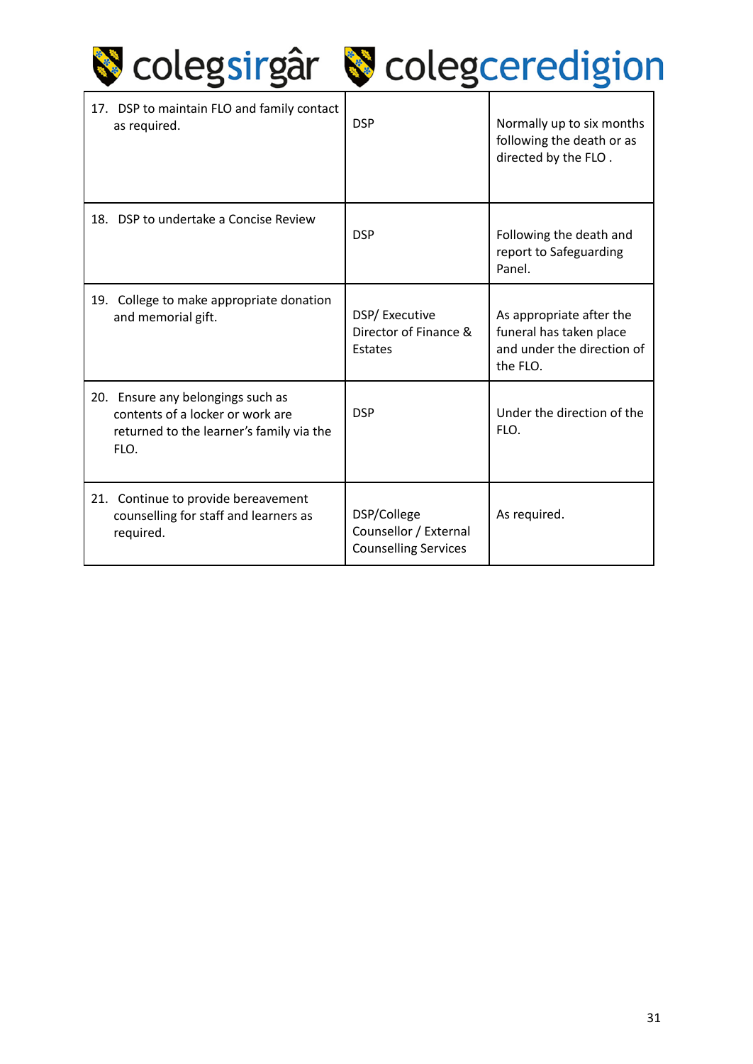| 17. DSP to maintain FLO and family contact as required. | DSP | Normally up to six months following the death or as directed by the FLO . |
|---|---|---|
| 18. DSP to undertake a Concise Review | DSP | Following the death and report to Safeguarding Panel. |
| 19. College to make appropriate donation and memorial gift. | DSP/ Executive Director of Finance & Estates | As appropriate after the funeral has taken place and under the direction of the FLO. |
| 20. Ensure any belongings such as contents of a locker or work are returned to the learner's family via the FLO. | DSP | Under the direction of the FLO. |
| 21. Continue to provide bereavement counselling for staff and learners as required. | DSP/College Counsellor / External Counselling Services | As required. |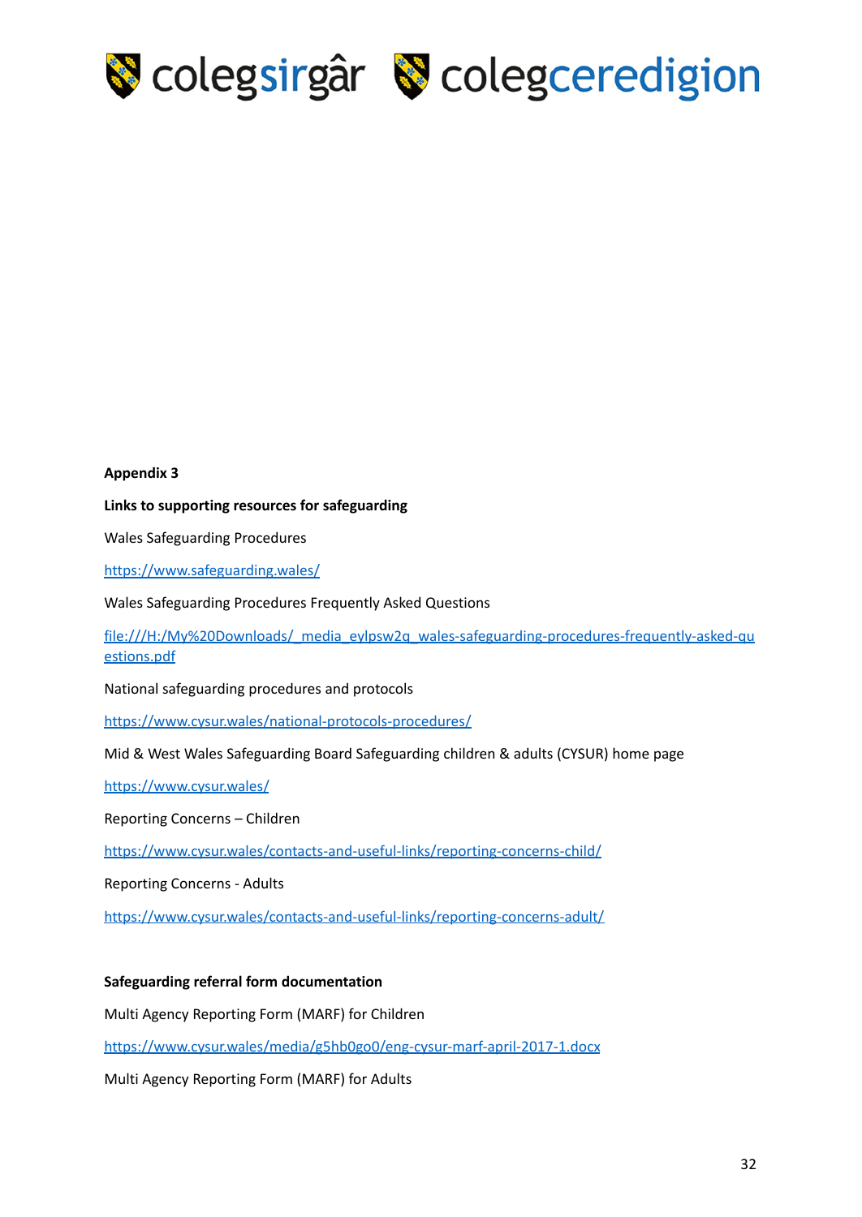**Appendix 3**

**Links to supporting resources for safeguarding**

Wales Safeguarding Procedures

https://www.safeguarding.wales/

Wales Safeguarding Procedures Frequently Asked Questions

file:///H:/My%20Downloads/_media_eylpsw2q_wales-safeguarding-procedures-frequently-asked-questions.pdf

National safeguarding procedures and protocols

https://www.cysur.wales/national-protocols-procedures/

Mid & West Wales Safeguarding Board Safeguarding children & adults (CYSUR) home page

https://www.cysur.wales/

Reporting Concerns – Children

https://www.cysur.wales/contacts-and-useful-links/reporting-concerns-child/

Reporting Concerns - Adults

https://www.cysur.wales/contacts-and-useful-links/reporting-concerns-adult/

**Safeguarding referral form documentation**

Multi Agency Reporting Form (MARF) for Children

https://www.cysur.wales/media/g5hb0go0/eng-cysur-marf-april-2017-1.docx

Multi Agency Reporting Form (MARF) for Adults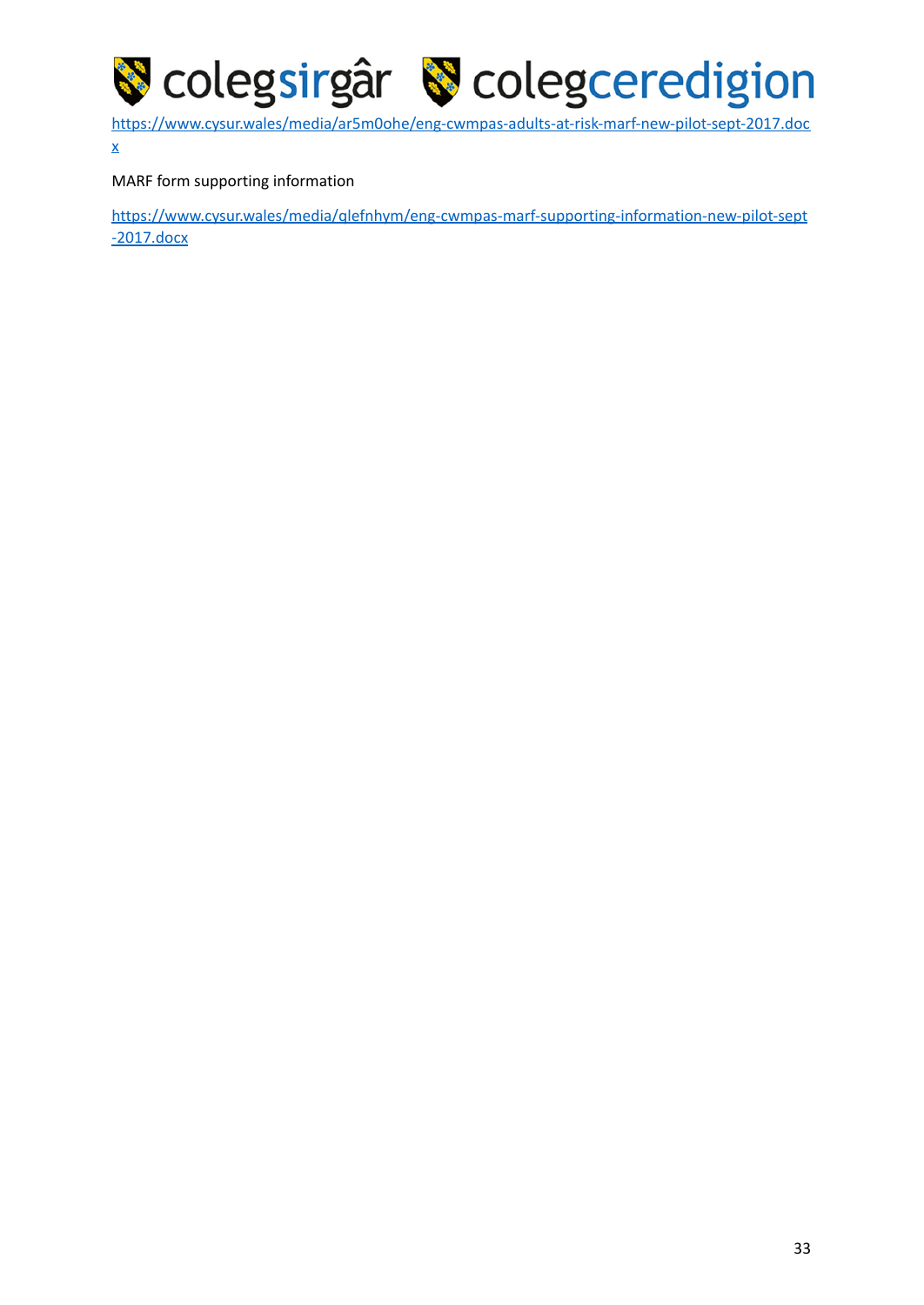https://www.cysur.wales/media/ar5m0ohe/eng-cwmpas-adults-at-risk-marf-new-pilot-sept-2017.docx

MARF form supporting information

https://www.cysur.wales/media/qlefnhym/eng-cwmpas-marf-supporting-information-new-pilot-sept-2017.docx